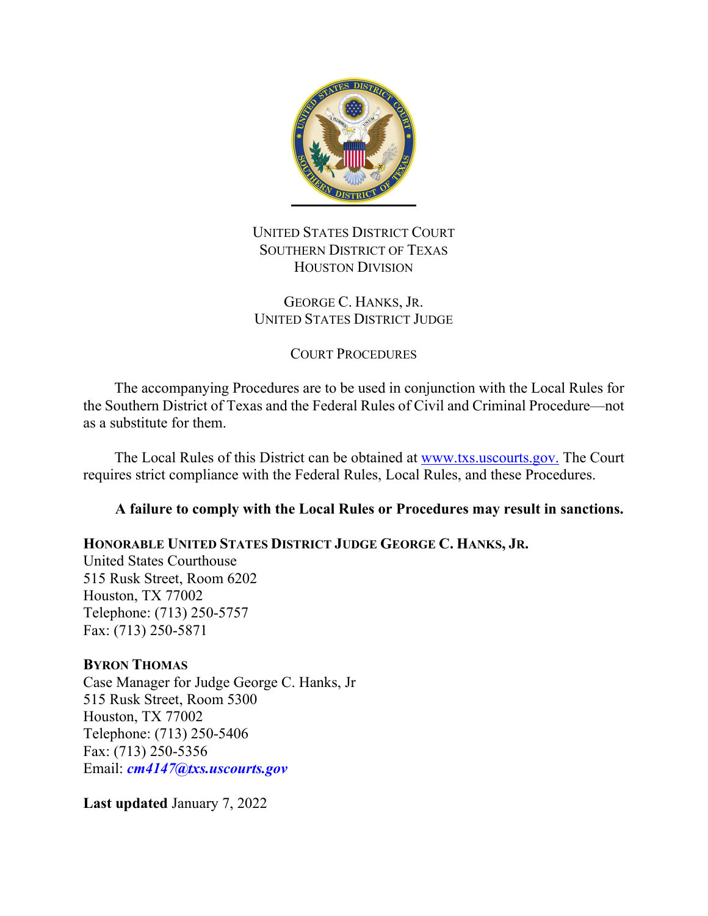UNITED STATES DISTRICT COURT
SOUTHERN DISTRICT OF TEXAS
HOUSTON DIVISION

GEORGE C. HANKS, JR.
UNITED STATES DISTRICT JUDGE

COURT PROCEDURES

The accompanying Procedures are to be used in conjunction with the Local Rules for the Southern District of Texas and the Federal Rules of Civil and Criminal Procedure—not as a substitute for them.

The Local Rules of this District can be obtained at www.txs.uscourts.gov. The Court requires strict compliance with the Federal Rules, Local Rules, and these Procedures.

**A failure to comply with the Local Rules or Procedures may result in sanctions.**

**HONORABLE UNITED STATES DISTRICT JUDGE GEORGE C. HANKS, JR.**
United States Courthouse
515 Rusk Street, Room 6202
Houston, TX 77002
Telephone: (713) 250-5757
Fax: (713) 250-5871

**BYRON THOMAS**
Case Manager for Judge George C. Hanks, Jr
515 Rusk Street, Room 5300
Houston, TX 77002
Telephone: (713) 250-5406
Fax: (713) 250-5356
Email: ***cm4147@txs.uscourts.gov***

**Last updated** January 7, 2022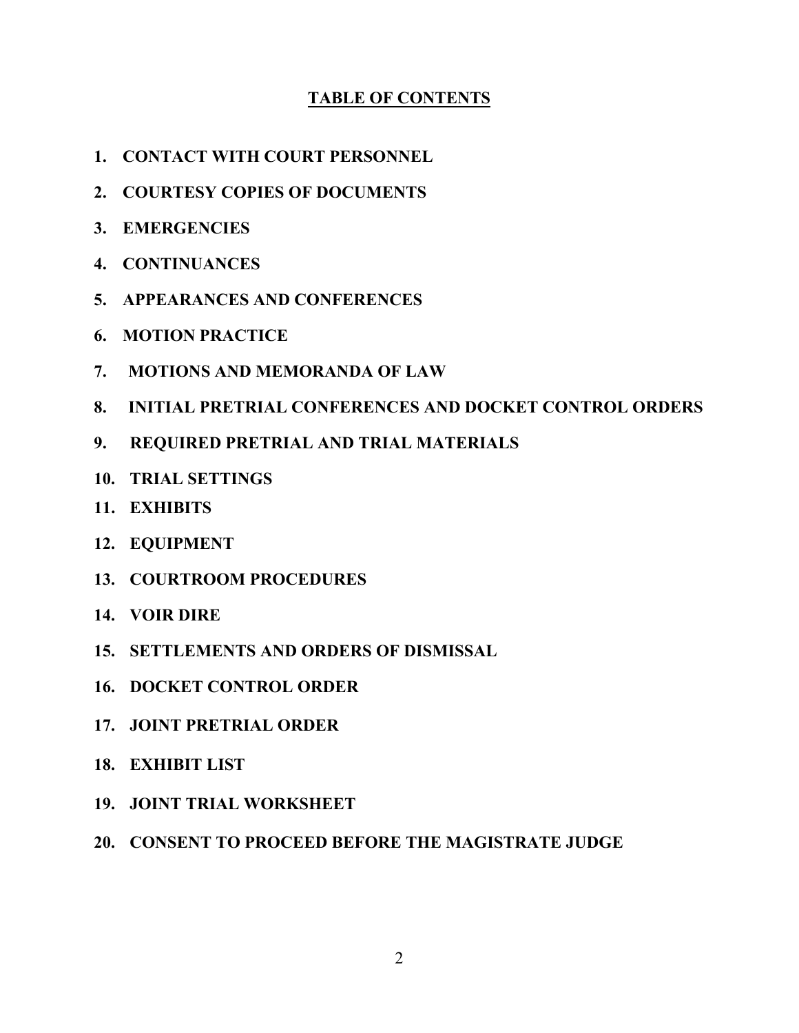## TABLE OF CONTENTS

1. **CONTACT WITH COURT PERSONNEL**
2. **COURTESY COPIES OF DOCUMENTS**
3. **EMERGENCIES**
4. **CONTINUANCES**
5. **APPEARANCES AND CONFERENCES**
6. **MOTION PRACTICE**
7. **MOTIONS AND MEMORANDA OF LAW**
8. **INITIAL PRETRIAL CONFERENCES AND DOCKET CONTROL ORDERS**
9. **REQUIRED PRETRIAL AND TRIAL MATERIALS**
10. **TRIAL SETTINGS**
11. **EXHIBITS**
12. **EQUIPMENT**
13. **COURTROOM PROCEDURES**
14. **VOIR DIRE**
15. **SETTLEMENTS AND ORDERS OF DISMISSAL**
16. **DOCKET CONTROL ORDER**
17. **JOINT PRETRIAL ORDER**
18. **EXHIBIT LIST**
19. **JOINT TRIAL WORKSHEET**
20. **CONSENT TO PROCEED BEFORE THE MAGISTRATE JUDGE**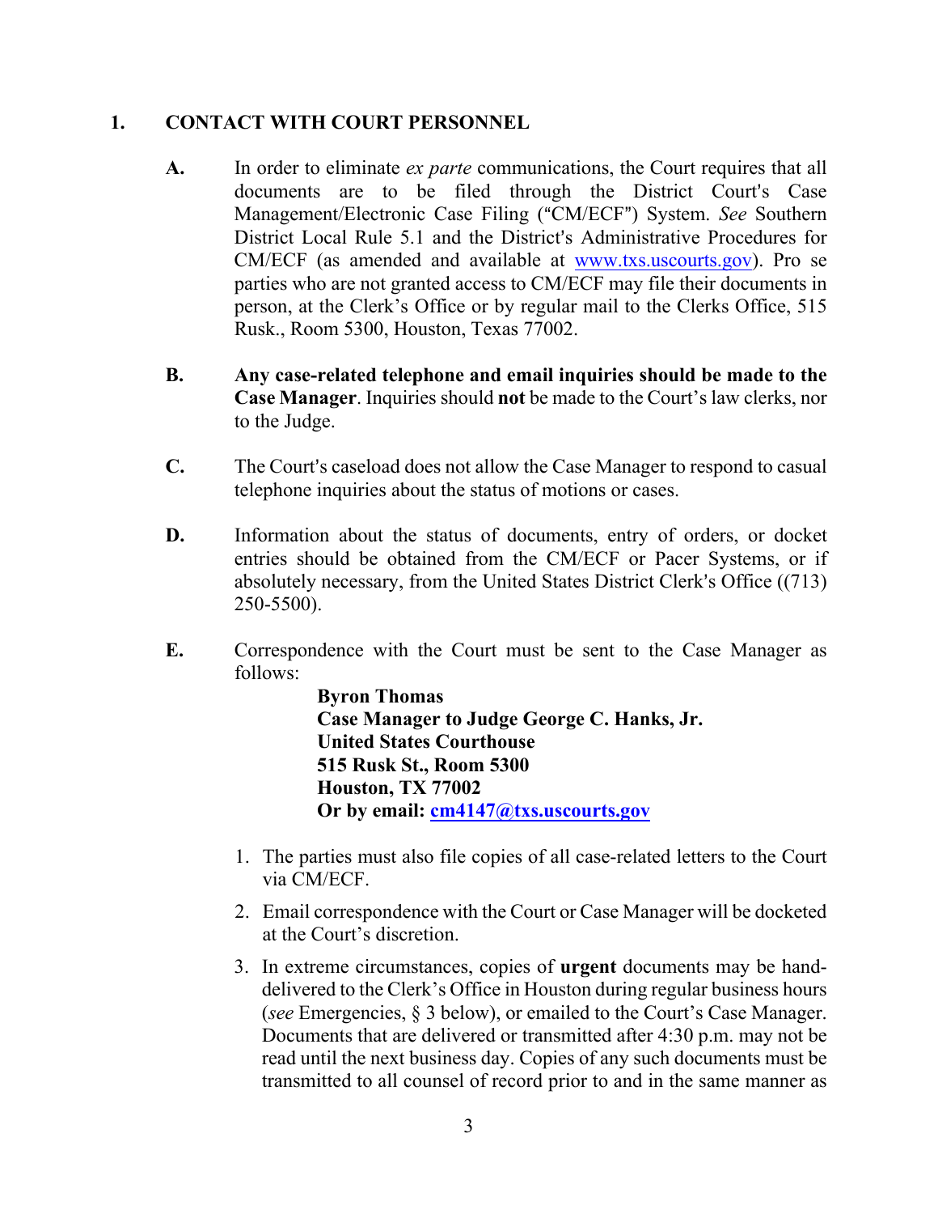## 1. CONTACT WITH COURT PERSONNEL

**A.** In order to eliminate *ex parte* communications, the Court requires that all documents are to be filed through the District Court's Case Management/Electronic Case Filing ("CM/ECF") System. *See* Southern District Local Rule 5.1 and the District's Administrative Procedures for CM/ECF (as amended and available at www.txs.uscourts.gov). Pro se parties who are not granted access to CM/ECF may file their documents in person, at the Clerk's Office or by regular mail to the Clerks Office, 515 Rusk., Room 5300, Houston, Texas 77002.

**B.** **Any case-related telephone and email inquiries should be made to the Case Manager**. Inquiries should **not** be made to the Court's law clerks, nor to the Judge.

**C.** The Court's caseload does not allow the Case Manager to respond to casual telephone inquiries about the status of motions or cases.

**D.** Information about the status of documents, entry of orders, or docket entries should be obtained from the CM/ECF or Pacer Systems, or if absolutely necessary, from the United States District Clerk's Office ((713) 250-5500).

**E.** Correspondence with the Court must be sent to the Case Manager as follows:

> **Byron Thomas**
> **Case Manager to Judge George C. Hanks, Jr.**
> **United States Courthouse**
> **515 Rusk St., Room 5300**
> **Houston, TX 77002**
> **Or by email: cm4147@txs.uscourts.gov**

1. The parties must also file copies of all case-related letters to the Court via CM/ECF.
2. Email correspondence with the Court or Case Manager will be docketed at the Court's discretion.
3. In extreme circumstances, copies of **urgent** documents may be hand-delivered to the Clerk's Office in Houston during regular business hours (*see* Emergencies, § 3 below), or emailed to the Court's Case Manager. Documents that are delivered or transmitted after 4:30 p.m. may not be read until the next business day. Copies of any such documents must be transmitted to all counsel of record prior to and in the same manner as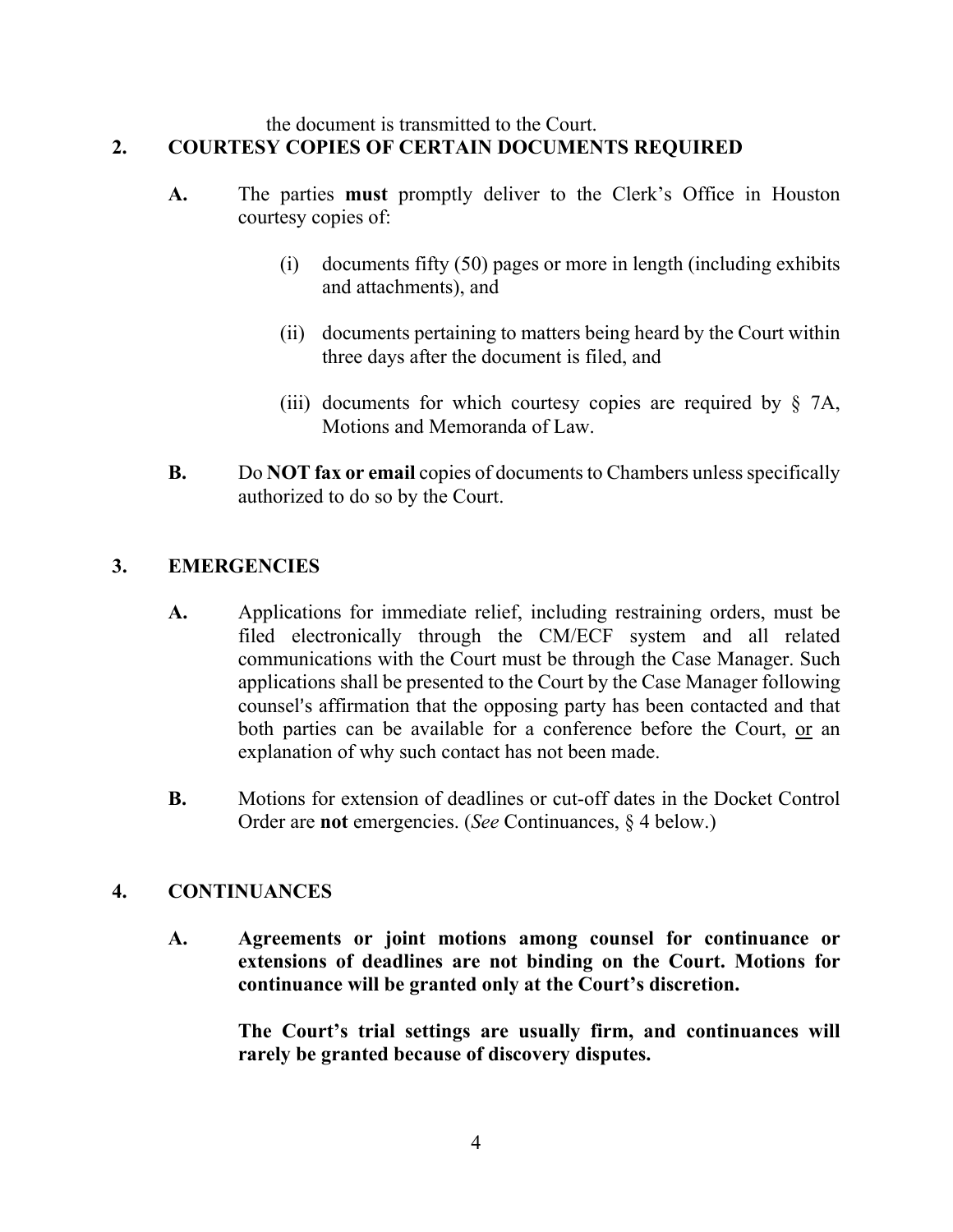the document is transmitted to the Court.

## 2. COURTESY COPIES OF CERTAIN DOCUMENTS REQUIRED

**A.** The parties **must** promptly deliver to the Clerk's Office in Houston courtesy copies of:

(i) documents fifty (50) pages or more in length (including exhibits and attachments), and

(ii) documents pertaining to matters being heard by the Court within three days after the document is filed, and

(iii) documents for which courtesy copies are required by § 7A, Motions and Memoranda of Law.

**B.** Do **NOT fax or email** copies of documents to Chambers unless specifically authorized to do so by the Court.

## 3. EMERGENCIES

**A.** Applications for immediate relief, including restraining orders, must be filed electronically through the CM/ECF system and all related communications with the Court must be through the Case Manager. Such applications shall be presented to the Court by the Case Manager following counsel's affirmation that the opposing party has been contacted and that both parties can be available for a conference before the Court, <u>or</u> an explanation of why such contact has not been made.

**B.** Motions for extension of deadlines or cut-off dates in the Docket Control Order are **not** emergencies. (*See* Continuances, § 4 below.)

## 4. CONTINUANCES

**A.** **Agreements or joint motions among counsel for continuance or extensions of deadlines are not binding on the Court. Motions for continuance will be granted only at the Court's discretion.**

**The Court's trial settings are usually firm, and continuances will rarely be granted because of discovery disputes.**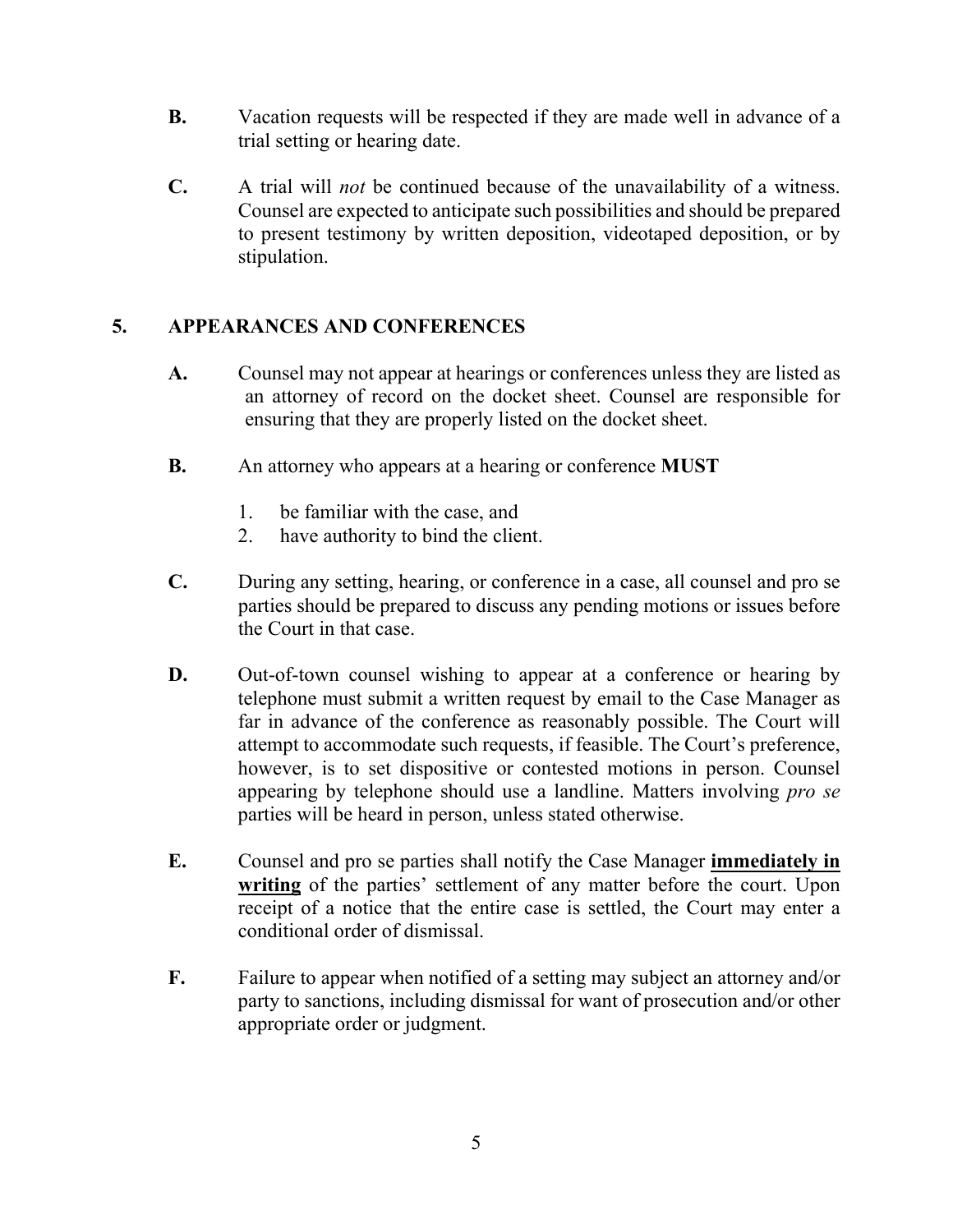**B.** Vacation requests will be respected if they are made well in advance of a trial setting or hearing date.

**C.** A trial will *not* be continued because of the unavailability of a witness. Counsel are expected to anticipate such possibilities and should be prepared to present testimony by written deposition, videotaped deposition, or by stipulation.

## 5. APPEARANCES AND CONFERENCES

**A.** Counsel may not appear at hearings or conferences unless they are listed as an attorney of record on the docket sheet. Counsel are responsible for ensuring that they are properly listed on the docket sheet.

**B.** An attorney who appears at a hearing or conference **MUST**

1. be familiar with the case, and
2. have authority to bind the client.

**C.** During any setting, hearing, or conference in a case, all counsel and pro se parties should be prepared to discuss any pending motions or issues before the Court in that case.

**D.** Out-of-town counsel wishing to appear at a conference or hearing by telephone must submit a written request by email to the Case Manager as far in advance of the conference as reasonably possible. The Court will attempt to accommodate such requests, if feasible. The Court's preference, however, is to set dispositive or contested motions in person. Counsel appearing by telephone should use a landline. Matters involving *pro se* parties will be heard in person, unless stated otherwise.

**E.** Counsel and pro se parties shall notify the Case Manager **<u>immediately in writing</u>** of the parties' settlement of any matter before the court. Upon receipt of a notice that the entire case is settled, the Court may enter a conditional order of dismissal.

**F.** Failure to appear when notified of a setting may subject an attorney and/or party to sanctions, including dismissal for want of prosecution and/or other appropriate order or judgment.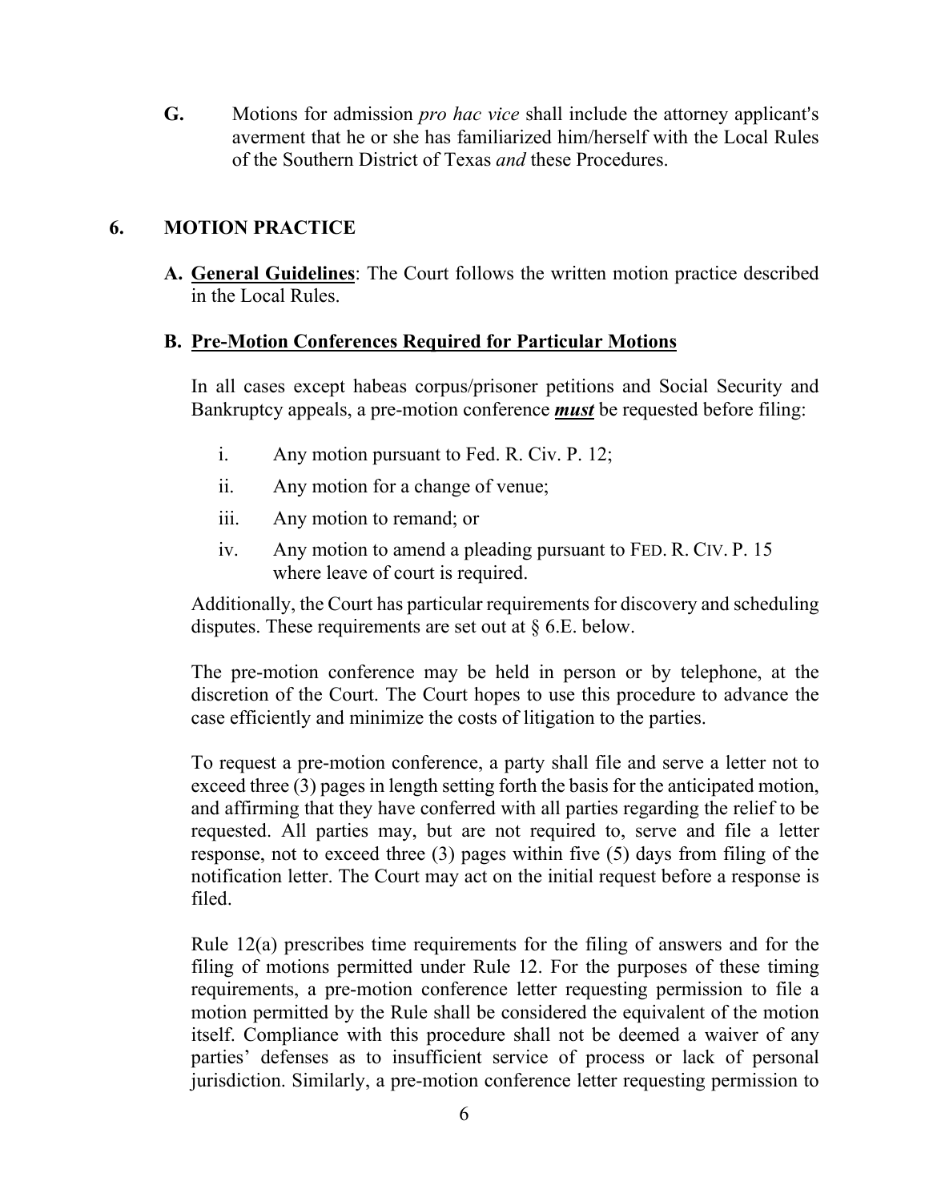**G.** Motions for admission *pro hac vice* shall include the attorney applicant's averment that he or she has familiarized him/herself with the Local Rules of the Southern District of Texas *and* these Procedures.

## 6. MOTION PRACTICE

**A. General Guidelines**: The Court follows the written motion practice described in the Local Rules.

**B. Pre-Motion Conferences Required for Particular Motions**

In all cases except habeas corpus/prisoner petitions and Social Security and Bankruptcy appeals, a pre-motion conference ***must*** be requested before filing:

i. Any motion pursuant to Fed. R. Civ. P. 12;

ii. Any motion for a change of venue;

iii. Any motion to remand; or

iv. Any motion to amend a pleading pursuant to FED. R. CIV. P. 15 where leave of court is required.

Additionally, the Court has particular requirements for discovery and scheduling disputes. These requirements are set out at § 6.E. below.

The pre-motion conference may be held in person or by telephone, at the discretion of the Court. The Court hopes to use this procedure to advance the case efficiently and minimize the costs of litigation to the parties.

To request a pre-motion conference, a party shall file and serve a letter not to exceed three (3) pages in length setting forth the basis for the anticipated motion, and affirming that they have conferred with all parties regarding the relief to be requested. All parties may, but are not required to, serve and file a letter response, not to exceed three (3) pages within five (5) days from filing of the notification letter. The Court may act on the initial request before a response is filed.

Rule 12(a) prescribes time requirements for the filing of answers and for the filing of motions permitted under Rule 12. For the purposes of these timing requirements, a pre-motion conference letter requesting permission to file a motion permitted by the Rule shall be considered the equivalent of the motion itself. Compliance with this procedure shall not be deemed a waiver of any parties' defenses as to insufficient service of process or lack of personal jurisdiction. Similarly, a pre-motion conference letter requesting permission to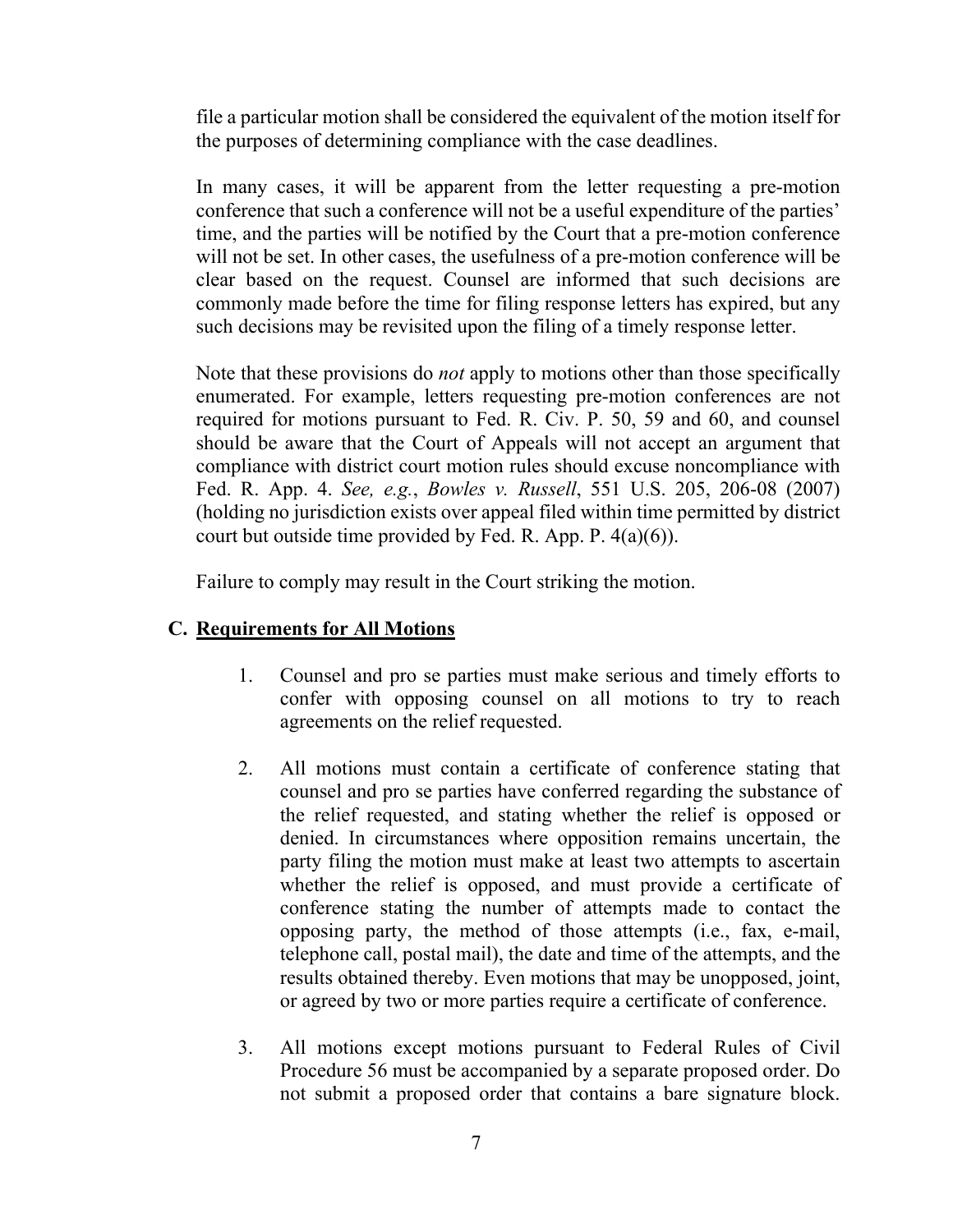file a particular motion shall be considered the equivalent of the motion itself for the purposes of determining compliance with the case deadlines.

In many cases, it will be apparent from the letter requesting a pre-motion conference that such a conference will not be a useful expenditure of the parties' time, and the parties will be notified by the Court that a pre-motion conference will not be set. In other cases, the usefulness of a pre-motion conference will be clear based on the request. Counsel are informed that such decisions are commonly made before the time for filing response letters has expired, but any such decisions may be revisited upon the filing of a timely response letter.

Note that these provisions do *not* apply to motions other than those specifically enumerated. For example, letters requesting pre-motion conferences are not required for motions pursuant to Fed. R. Civ. P. 50, 59 and 60, and counsel should be aware that the Court of Appeals will not accept an argument that compliance with district court motion rules should excuse noncompliance with Fed. R. App. 4. *See, e.g.*, *Bowles v. Russell*, 551 U.S. 205, 206-08 (2007) (holding no jurisdiction exists over appeal filed within time permitted by district court but outside time provided by Fed. R. App. P. 4(a)(6)).

Failure to comply may result in the Court striking the motion.

### C. Requirements for All Motions

1. Counsel and pro se parties must make serious and timely efforts to confer with opposing counsel on all motions to try to reach agreements on the relief requested.

2. All motions must contain a certificate of conference stating that counsel and pro se parties have conferred regarding the substance of the relief requested, and stating whether the relief is opposed or denied. In circumstances where opposition remains uncertain, the party filing the motion must make at least two attempts to ascertain whether the relief is opposed, and must provide a certificate of conference stating the number of attempts made to contact the opposing party, the method of those attempts (i.e., fax, e-mail, telephone call, postal mail), the date and time of the attempts, and the results obtained thereby. Even motions that may be unopposed, joint, or agreed by two or more parties require a certificate of conference.

3. All motions except motions pursuant to Federal Rules of Civil Procedure 56 must be accompanied by a separate proposed order. Do not submit a proposed order that contains a bare signature block.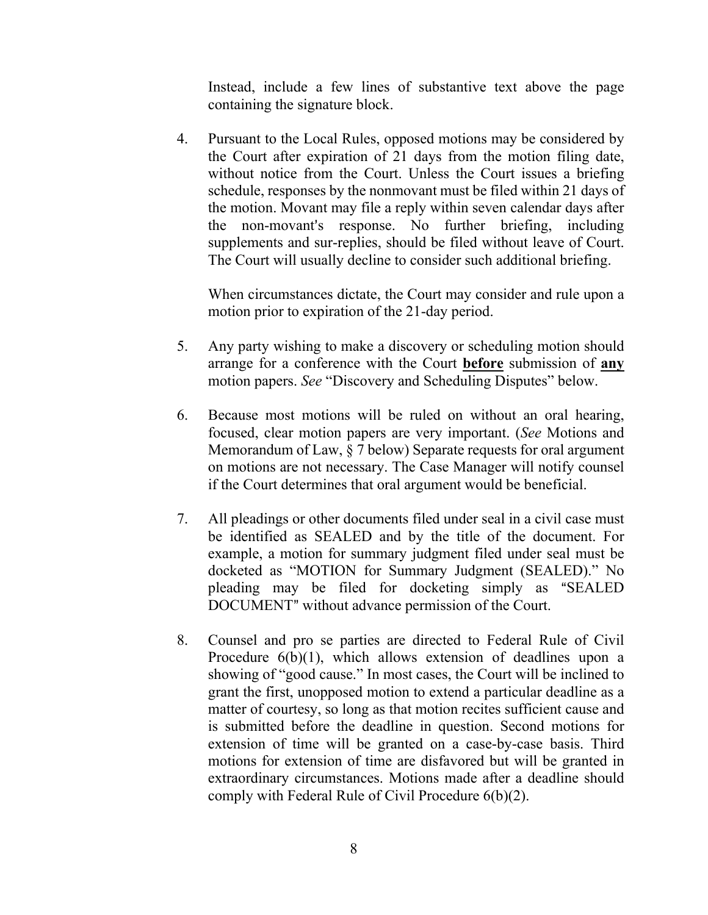Instead, include a few lines of substantive text above the page containing the signature block.

4. Pursuant to the Local Rules, opposed motions may be considered by the Court after expiration of 21 days from the motion filing date, without notice from the Court. Unless the Court issues a briefing schedule, responses by the nonmovant must be filed within 21 days of the motion. Movant may file a reply within seven calendar days after the non-movant's response. No further briefing, including supplements and sur-replies, should be filed without leave of Court. The Court will usually decline to consider such additional briefing.

   When circumstances dictate, the Court may consider and rule upon a motion prior to expiration of the 21-day period.

5. Any party wishing to make a discovery or scheduling motion should arrange for a conference with the Court **<u>before</u>** submission of **<u>any</u>** motion papers. *See* "Discovery and Scheduling Disputes" below.

6. Because most motions will be ruled on without an oral hearing, focused, clear motion papers are very important. (*See* Motions and Memorandum of Law, § 7 below) Separate requests for oral argument on motions are not necessary. The Case Manager will notify counsel if the Court determines that oral argument would be beneficial.

7. All pleadings or other documents filed under seal in a civil case must be identified as SEALED and by the title of the document. For example, a motion for summary judgment filed under seal must be docketed as "MOTION for Summary Judgment (SEALED)." No pleading may be filed for docketing simply as "SEALED DOCUMENT" without advance permission of the Court.

8. Counsel and pro se parties are directed to Federal Rule of Civil Procedure 6(b)(1), which allows extension of deadlines upon a showing of "good cause." In most cases, the Court will be inclined to grant the first, unopposed motion to extend a particular deadline as a matter of courtesy, so long as that motion recites sufficient cause and is submitted before the deadline in question. Second motions for extension of time will be granted on a case-by-case basis. Third motions for extension of time are disfavored but will be granted in extraordinary circumstances. Motions made after a deadline should comply with Federal Rule of Civil Procedure 6(b)(2).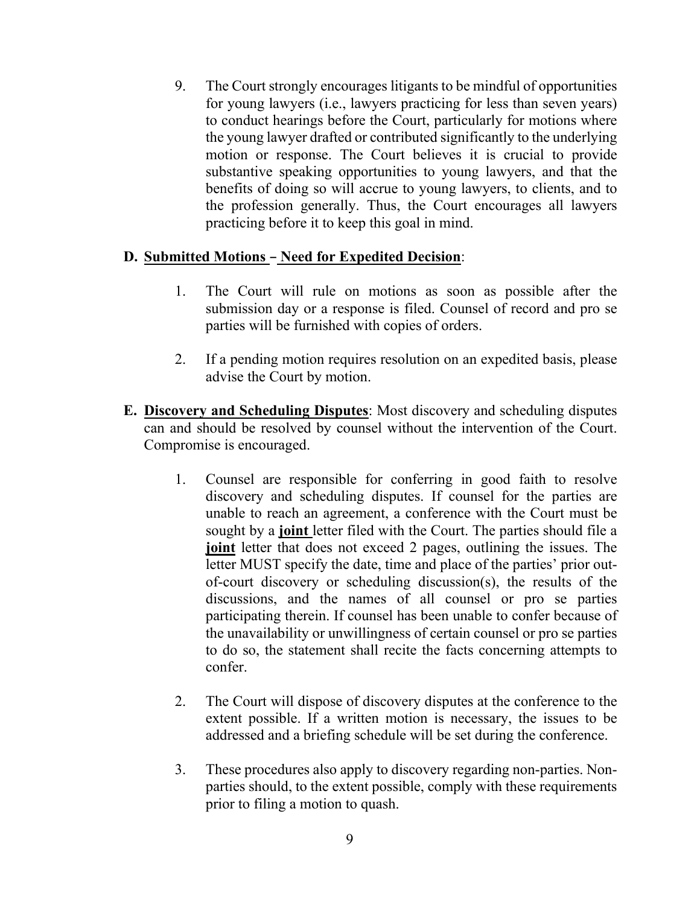9. The Court strongly encourages litigants to be mindful of opportunities for young lawyers (i.e., lawyers practicing for less than seven years) to conduct hearings before the Court, particularly for motions where the young lawyer drafted or contributed significantly to the underlying motion or response. The Court believes it is crucial to provide substantive speaking opportunities to young lawyers, and that the benefits of doing so will accrue to young lawyers, to clients, and to the profession generally. Thus, the Court encourages all lawyers practicing before it to keep this goal in mind.

**D. <u>Submitted Motions – Need for Expedited Decision</u>**:

1. The Court will rule on motions as soon as possible after the submission day or a response is filed. Counsel of record and pro se parties will be furnished with copies of orders.

2. If a pending motion requires resolution on an expedited basis, please advise the Court by motion.

**E. <u>Discovery and Scheduling Disputes</u>**: Most discovery and scheduling disputes can and should be resolved by counsel without the intervention of the Court. Compromise is encouraged.

1. Counsel are responsible for conferring in good faith to resolve discovery and scheduling disputes. If counsel for the parties are unable to reach an agreement, a conference with the Court must be sought by a **<u>joint</u>** letter filed with the Court. The parties should file a **<u>joint</u>** letter that does not exceed 2 pages, outlining the issues. The letter MUST specify the date, time and place of the parties' prior out-of-court discovery or scheduling discussion(s), the results of the discussions, and the names of all counsel or pro se parties participating therein. If counsel has been unable to confer because of the unavailability or unwillingness of certain counsel or pro se parties to do so, the statement shall recite the facts concerning attempts to confer.

2. The Court will dispose of discovery disputes at the conference to the extent possible. If a written motion is necessary, the issues to be addressed and a briefing schedule will be set during the conference.

3. These procedures also apply to discovery regarding non-parties. Non-parties should, to the extent possible, comply with these requirements prior to filing a motion to quash.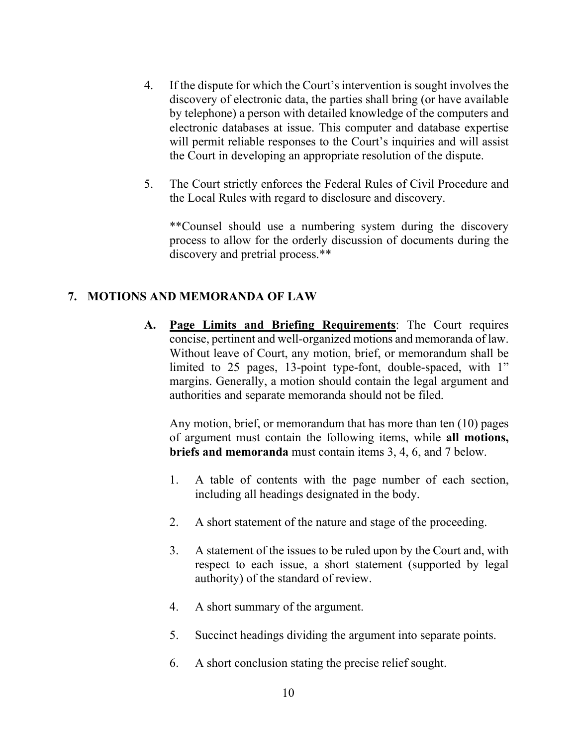4. If the dispute for which the Court's intervention is sought involves the discovery of electronic data, the parties shall bring (or have available by telephone) a person with detailed knowledge of the computers and electronic databases at issue. This computer and database expertise will permit reliable responses to the Court's inquiries and will assist the Court in developing an appropriate resolution of the dispute.

5. The Court strictly enforces the Federal Rules of Civil Procedure and the Local Rules with regard to disclosure and discovery.

   **Counsel should use a numbering system during the discovery process to allow for the orderly discussion of documents during the discovery and pretrial process.**

## 7. MOTIONS AND MEMORANDA OF LAW

**A. <u>Page Limits and Briefing Requirements</u>**: The Court requires concise, pertinent and well-organized motions and memoranda of law. Without leave of Court, any motion, brief, or memorandum shall be limited to 25 pages, 13-point type-font, double-spaced, with 1" margins. Generally, a motion should contain the legal argument and authorities and separate memoranda should not be filed.

Any motion, brief, or memorandum that has more than ten (10) pages of argument must contain the following items, while **all motions, briefs and memoranda** must contain items 3, 4, 6, and 7 below.

1. A table of contents with the page number of each section, including all headings designated in the body.
2. A short statement of the nature and stage of the proceeding.
3. A statement of the issues to be ruled upon by the Court and, with respect to each issue, a short statement (supported by legal authority) of the standard of review.
4. A short summary of the argument.
5. Succinct headings dividing the argument into separate points.
6. A short conclusion stating the precise relief sought.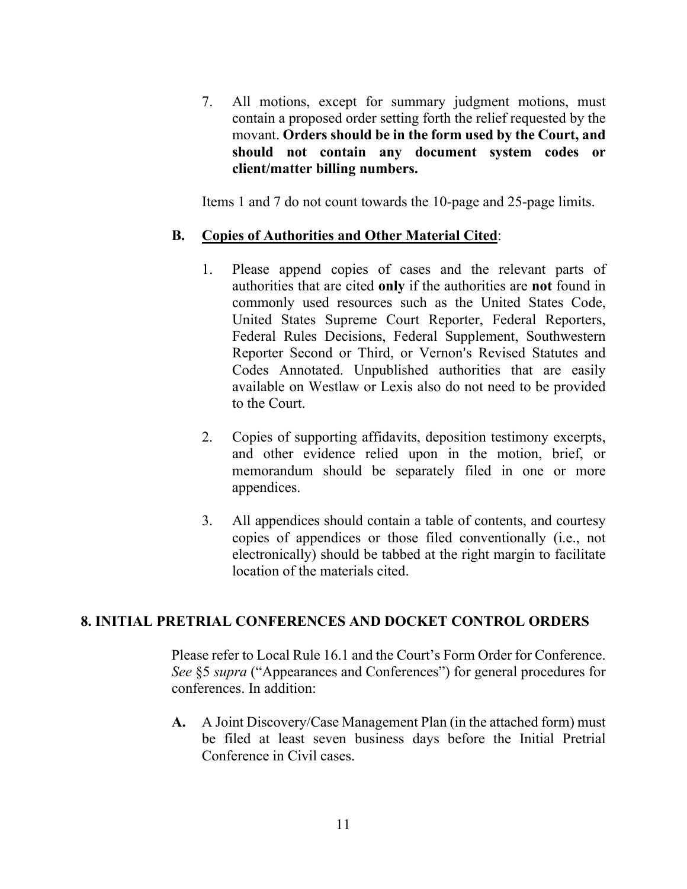7. All motions, except for summary judgment motions, must contain a proposed order setting forth the relief requested by the movant. **Orders should be in the form used by the Court, and should not contain any document system codes or client/matter billing numbers.**

Items 1 and 7 do not count towards the 10-page and 25-page limits.

**B. Copies of Authorities and Other Material Cited**:

1. Please append copies of cases and the relevant parts of authorities that are cited **only** if the authorities are **not** found in commonly used resources such as the United States Code, United States Supreme Court Reporter, Federal Reporters, Federal Rules Decisions, Federal Supplement, Southwestern Reporter Second or Third, or Vernon's Revised Statutes and Codes Annotated. Unpublished authorities that are easily available on Westlaw or Lexis also do not need to be provided to the Court.

2. Copies of supporting affidavits, deposition testimony excerpts, and other evidence relied upon in the motion, brief, or memorandum should be separately filed in one or more appendices.

3. All appendices should contain a table of contents, and courtesy copies of appendices or those filed conventionally (i.e., not electronically) should be tabbed at the right margin to facilitate location of the materials cited.

## 8. INITIAL PRETRIAL CONFERENCES AND DOCKET CONTROL ORDERS

Please refer to Local Rule 16.1 and the Court's Form Order for Conference. *See* §5 *supra* ("Appearances and Conferences") for general procedures for conferences. In addition:

**A.** A Joint Discovery/Case Management Plan (in the attached form) must be filed at least seven business days before the Initial Pretrial Conference in Civil cases.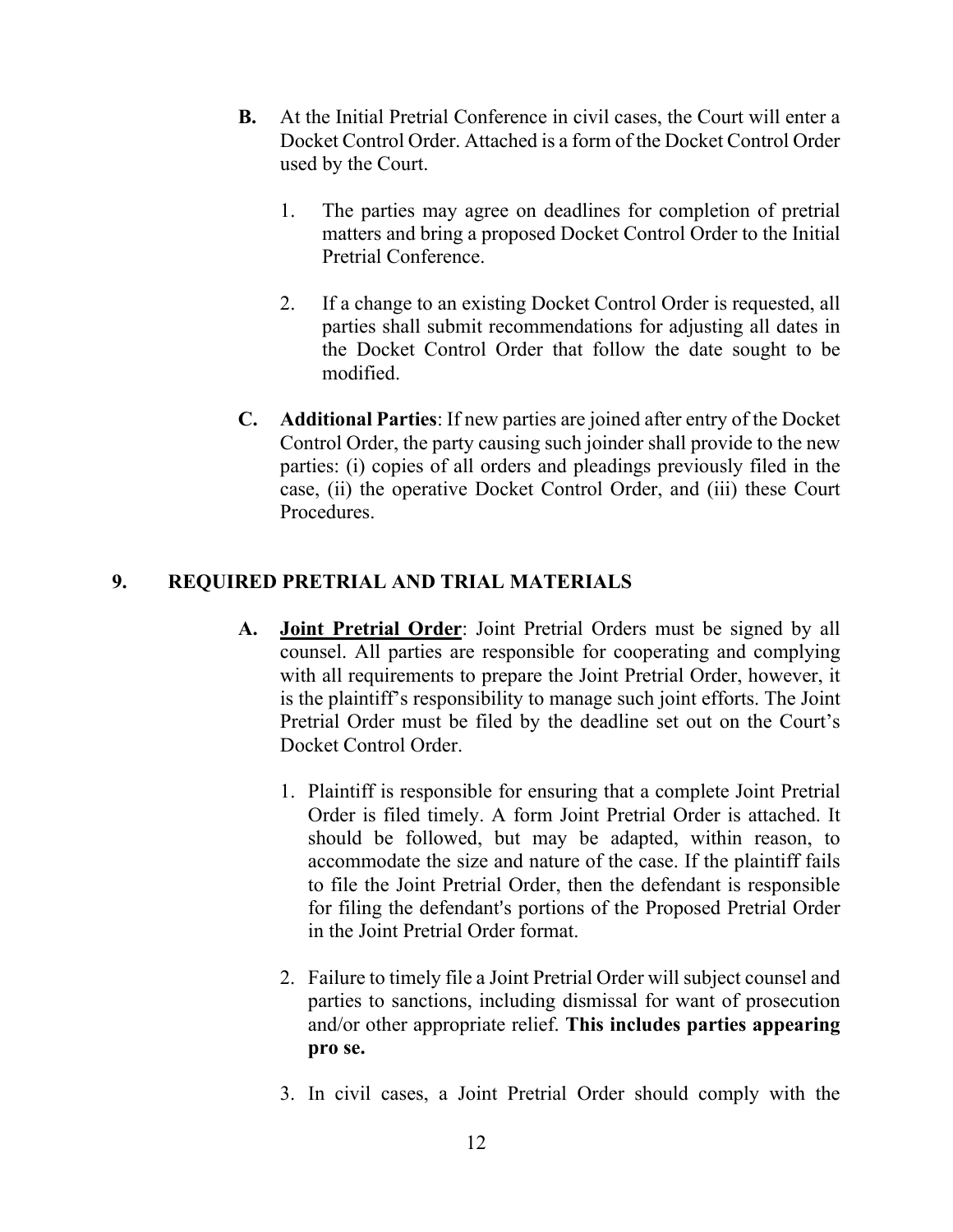**B.** At the Initial Pretrial Conference in civil cases, the Court will enter a Docket Control Order. Attached is a form of the Docket Control Order used by the Court.

1. The parties may agree on deadlines for completion of pretrial matters and bring a proposed Docket Control Order to the Initial Pretrial Conference.

2. If a change to an existing Docket Control Order is requested, all parties shall submit recommendations for adjusting all dates in the Docket Control Order that follow the date sought to be modified.

**C.** **Additional Parties**: If new parties are joined after entry of the Docket Control Order, the party causing such joinder shall provide to the new parties: (i) copies of all orders and pleadings previously filed in the case, (ii) the operative Docket Control Order, and (iii) these Court Procedures.

## 9. REQUIRED PRETRIAL AND TRIAL MATERIALS

**A.** **Joint Pretrial Order**: Joint Pretrial Orders must be signed by all counsel. All parties are responsible for cooperating and complying with all requirements to prepare the Joint Pretrial Order, however, it is the plaintiff's responsibility to manage such joint efforts. The Joint Pretrial Order must be filed by the deadline set out on the Court's Docket Control Order.

1. Plaintiff is responsible for ensuring that a complete Joint Pretrial Order is filed timely. A form Joint Pretrial Order is attached. It should be followed, but may be adapted, within reason, to accommodate the size and nature of the case. If the plaintiff fails to file the Joint Pretrial Order, then the defendant is responsible for filing the defendant's portions of the Proposed Pretrial Order in the Joint Pretrial Order format.

2. Failure to timely file a Joint Pretrial Order will subject counsel and parties to sanctions, including dismissal for want of prosecution and/or other appropriate relief. **This includes parties appearing pro se.**

3. In civil cases, a Joint Pretrial Order should comply with the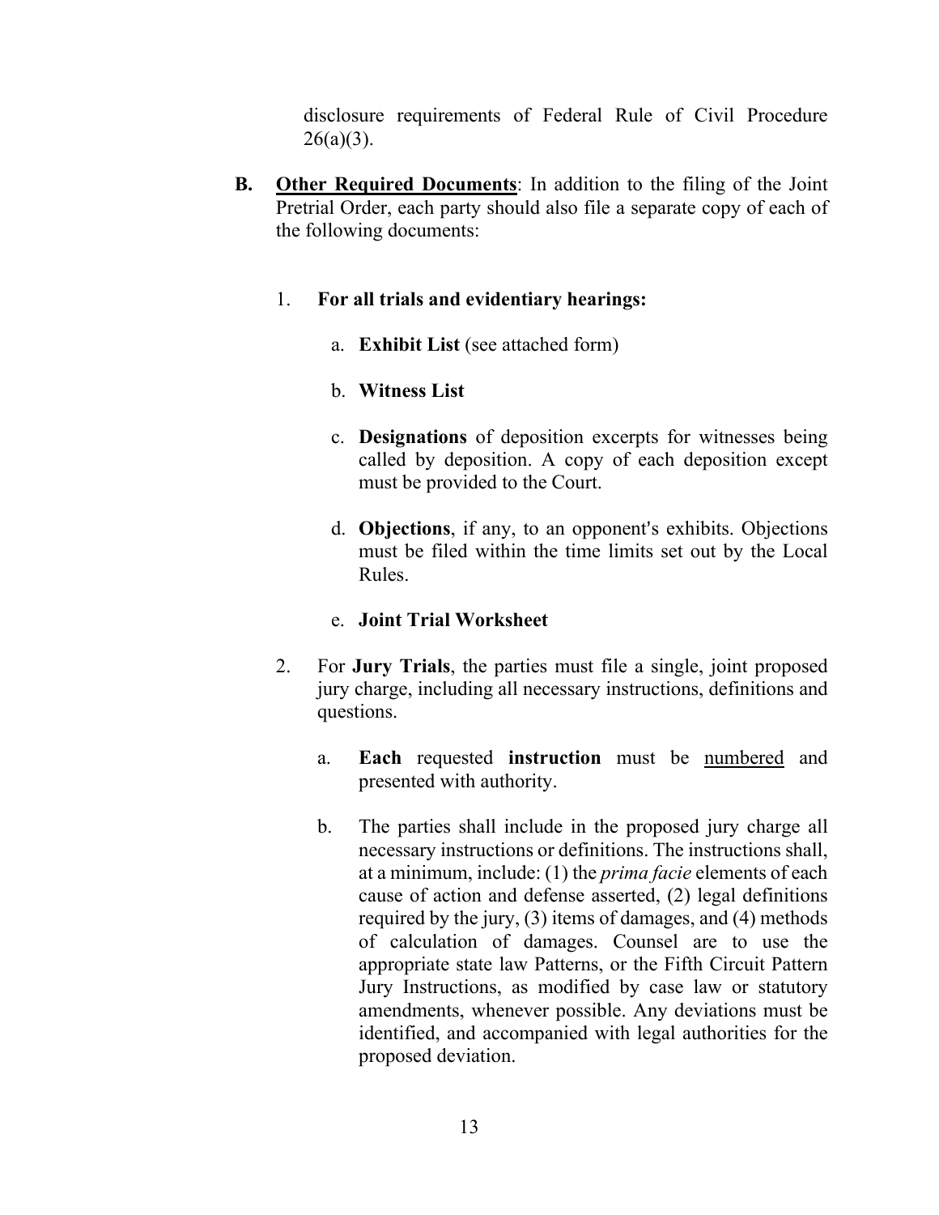disclosure requirements of Federal Rule of Civil Procedure 26(a)(3).

**B.** **<u>Other Required Documents</u>**: In addition to the filing of the Joint Pretrial Order, each party should also file a separate copy of each of the following documents:

1. **For all trials and evidentiary hearings:**

   a. **Exhibit List** (see attached form)

   b. **Witness List**

   c. **Designations** of deposition excerpts for witnesses being called by deposition. A copy of each deposition except must be provided to the Court.

   d. **Objections**, if any, to an opponent's exhibits. Objections must be filed within the time limits set out by the Local Rules.

   e. **Joint Trial Worksheet**

2. For **Jury Trials**, the parties must file a single, joint proposed jury charge, including all necessary instructions, definitions and questions.

   a. **Each** requested **instruction** must be <u>numbered</u> and presented with authority.

   b. The parties shall include in the proposed jury charge all necessary instructions or definitions. The instructions shall, at a minimum, include: (1) the *prima facie* elements of each cause of action and defense asserted, (2) legal definitions required by the jury, (3) items of damages, and (4) methods of calculation of damages. Counsel are to use the appropriate state law Patterns, or the Fifth Circuit Pattern Jury Instructions, as modified by case law or statutory amendments, whenever possible. Any deviations must be identified, and accompanied with legal authorities for the proposed deviation.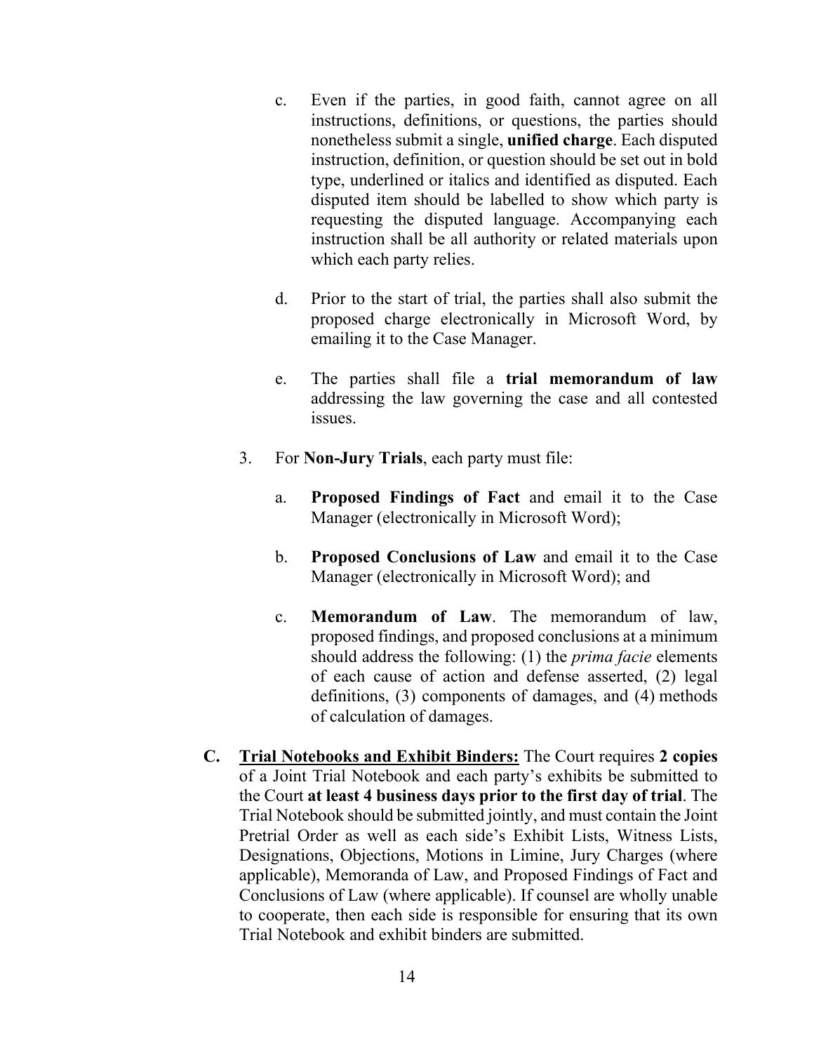c. Even if the parties, in good faith, cannot agree on all instructions, definitions, or questions, the parties should nonetheless submit a single, **unified charge**. Each disputed instruction, definition, or question should be set out in bold type, underlined or italics and identified as disputed. Each disputed item should be labelled to show which party is requesting the disputed language. Accompanying each instruction shall be all authority or related materials upon which each party relies.

d. Prior to the start of trial, the parties shall also submit the proposed charge electronically in Microsoft Word, by emailing it to the Case Manager.

e. The parties shall file a **trial memorandum of law** addressing the law governing the case and all contested issues.

3. For **Non-Jury Trials**, each party must file:

   a. **Proposed Findings of Fact** and email it to the Case Manager (electronically in Microsoft Word);

   b. **Proposed Conclusions of Law** and email it to the Case Manager (electronically in Microsoft Word); and

   c. **Memorandum of Law**. The memorandum of law, proposed findings, and proposed conclusions at a minimum should address the following: (1) the *prima facie* elements of each cause of action and defense asserted, (2) legal definitions, (3) components of damages, and (4) methods of calculation of damages.

**C. <u>Trial Notebooks and Exhibit Binders:</u>** The Court requires **2 copies** of a Joint Trial Notebook and each party's exhibits be submitted to the Court **at least 4 business days prior to the first day of trial**. The Trial Notebook should be submitted jointly, and must contain the Joint Pretrial Order as well as each side's Exhibit Lists, Witness Lists, Designations, Objections, Motions in Limine, Jury Charges (where applicable), Memoranda of Law, and Proposed Findings of Fact and Conclusions of Law (where applicable). If counsel are wholly unable to cooperate, then each side is responsible for ensuring that its own Trial Notebook and exhibit binders are submitted.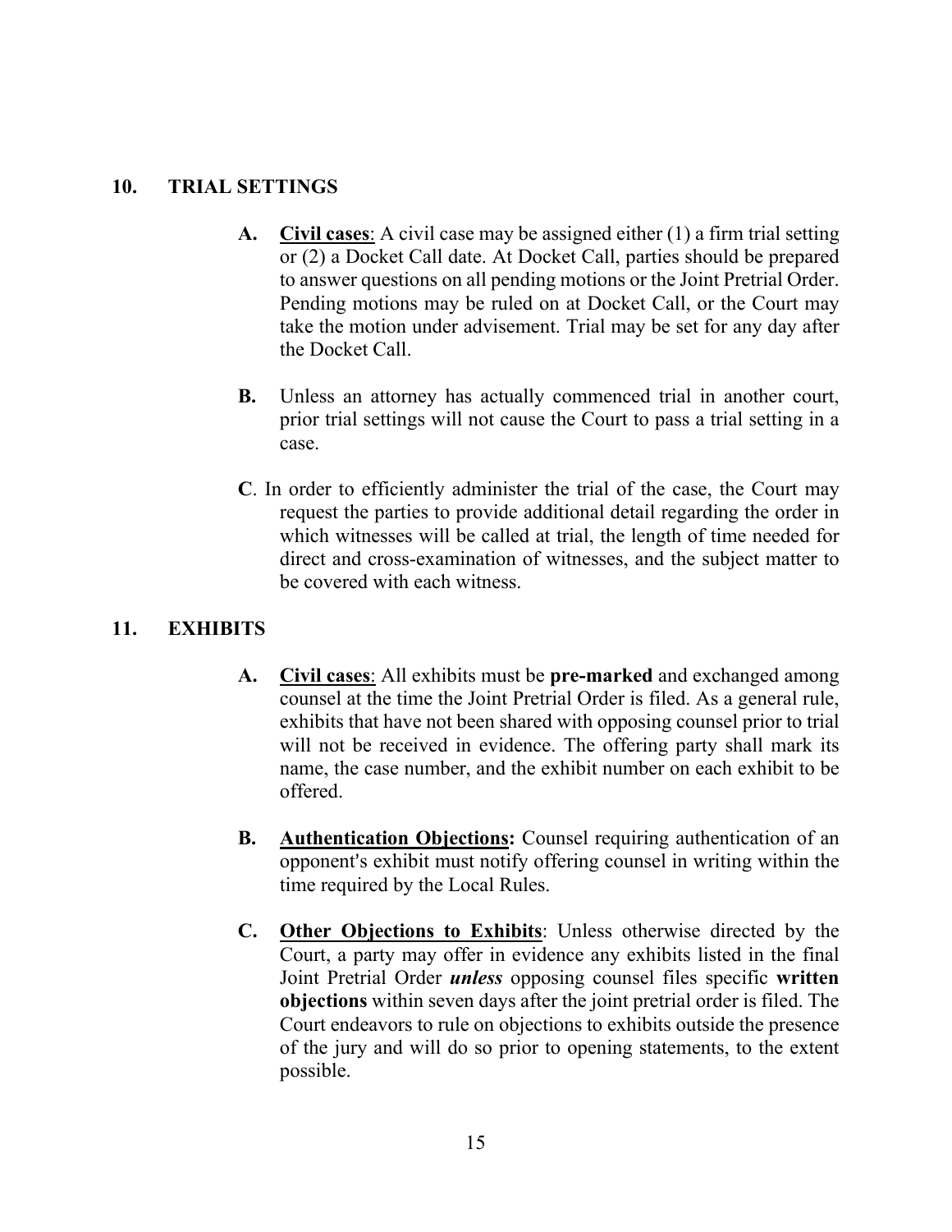## 10. TRIAL SETTINGS

**A.** **Civil cases**: A civil case may be assigned either (1) a firm trial setting or (2) a Docket Call date. At Docket Call, parties should be prepared to answer questions on all pending motions or the Joint Pretrial Order. Pending motions may be ruled on at Docket Call, or the Court may take the motion under advisement. Trial may be set for any day after the Docket Call.

**B.** Unless an attorney has actually commenced trial in another court, prior trial settings will not cause the Court to pass a trial setting in a case.

**C**. In order to efficiently administer the trial of the case, the Court may request the parties to provide additional detail regarding the order in which witnesses will be called at trial, the length of time needed for direct and cross-examination of witnesses, and the subject matter to be covered with each witness.

## 11. EXHIBITS

**A.** **Civil cases**: All exhibits must be **pre-marked** and exchanged among counsel at the time the Joint Pretrial Order is filed. As a general rule, exhibits that have not been shared with opposing counsel prior to trial will not be received in evidence. The offering party shall mark its name, the case number, and the exhibit number on each exhibit to be offered.

**B.** **Authentication Objections:** Counsel requiring authentication of an opponent's exhibit must notify offering counsel in writing within the time required by the Local Rules.

**C.** **Other Objections to Exhibits**: Unless otherwise directed by the Court, a party may offer in evidence any exhibits listed in the final Joint Pretrial Order ***unless*** opposing counsel files specific **written objections** within seven days after the joint pretrial order is filed. The Court endeavors to rule on objections to exhibits outside the presence of the jury and will do so prior to opening statements, to the extent possible.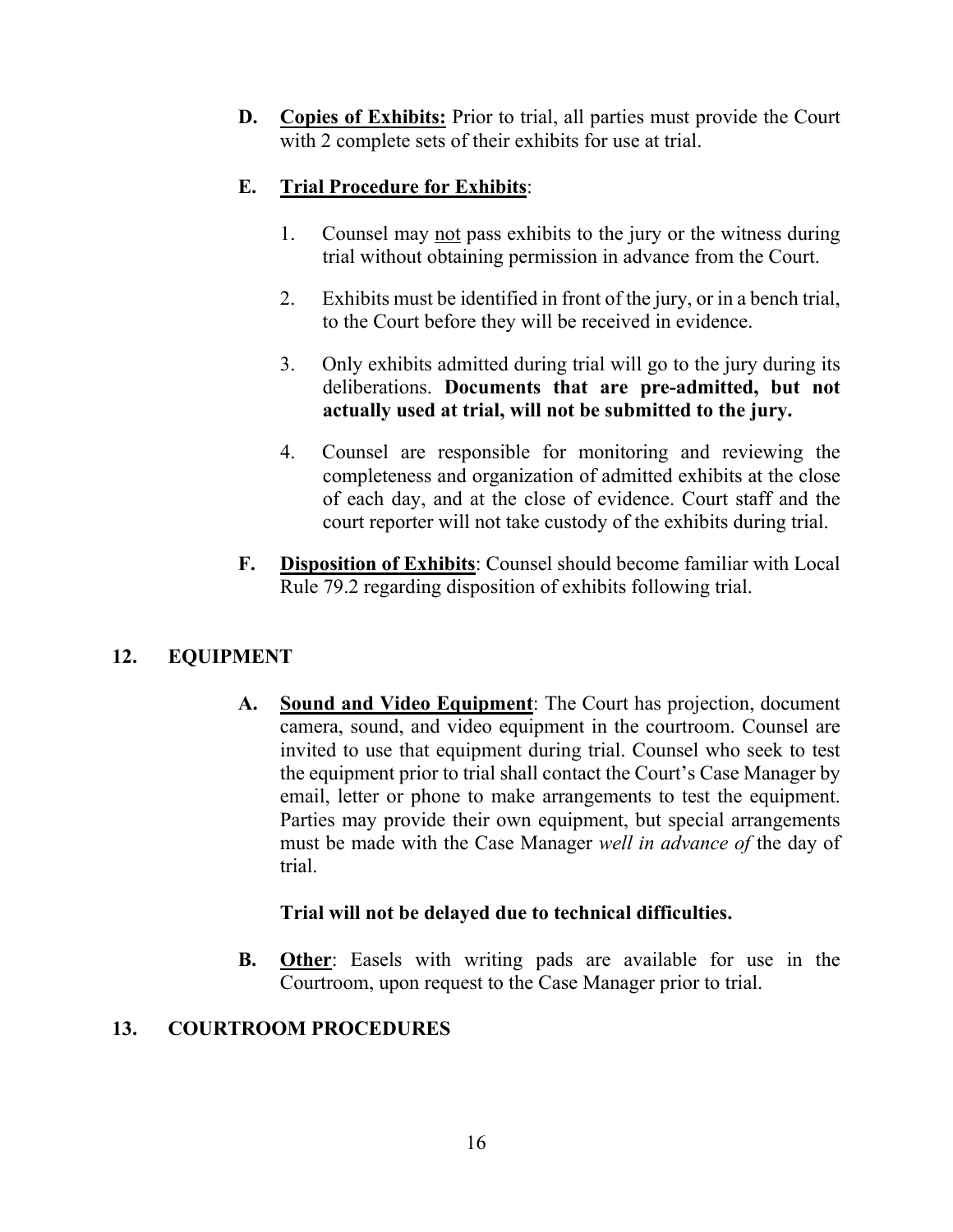**D. Copies of Exhibits:** Prior to trial, all parties must provide the Court with 2 complete sets of their exhibits for use at trial.

**E. Trial Procedure for Exhibits**:

1. Counsel may not pass exhibits to the jury or the witness during trial without obtaining permission in advance from the Court.

2. Exhibits must be identified in front of the jury, or in a bench trial, to the Court before they will be received in evidence.

3. Only exhibits admitted during trial will go to the jury during its deliberations. **Documents that are pre-admitted, but not actually used at trial, will not be submitted to the jury.**

4. Counsel are responsible for monitoring and reviewing the completeness and organization of admitted exhibits at the close of each day, and at the close of evidence. Court staff and the court reporter will not take custody of the exhibits during trial.

**F. Disposition of Exhibits**: Counsel should become familiar with Local Rule 79.2 regarding disposition of exhibits following trial.

## 12. EQUIPMENT

**A. Sound and Video Equipment**: The Court has projection, document camera, sound, and video equipment in the courtroom. Counsel are invited to use that equipment during trial. Counsel who seek to test the equipment prior to trial shall contact the Court's Case Manager by email, letter or phone to make arrangements to test the equipment. Parties may provide their own equipment, but special arrangements must be made with the Case Manager *well in advance of* the day of trial.

**Trial will not be delayed due to technical difficulties.**

**B. Other**: Easels with writing pads are available for use in the Courtroom, upon request to the Case Manager prior to trial.

## 13. COURTROOM PROCEDURES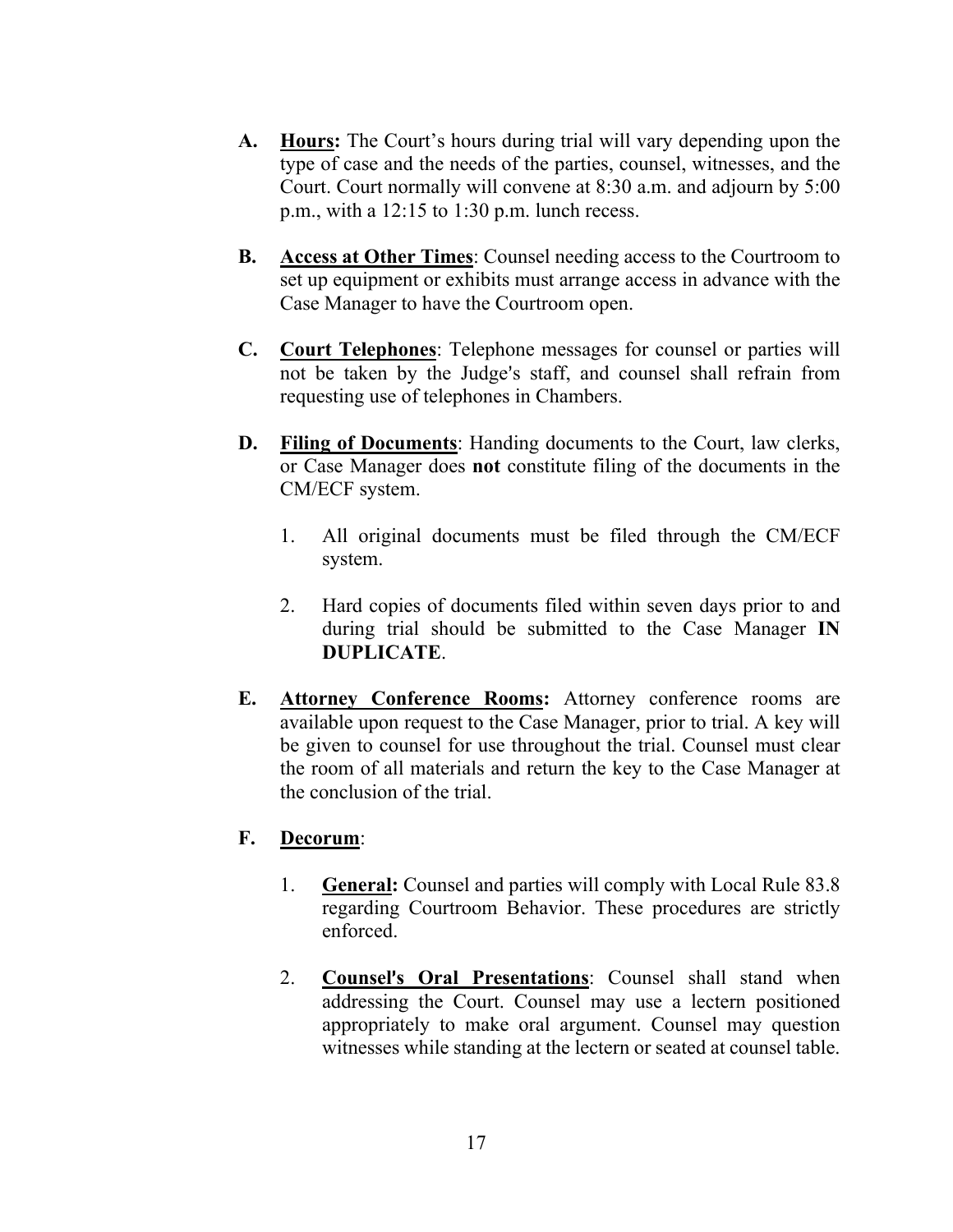**A.** **<u>Hours:</u>** The Court's hours during trial will vary depending upon the type of case and the needs of the parties, counsel, witnesses, and the Court. Court normally will convene at 8:30 a.m. and adjourn by 5:00 p.m., with a 12:15 to 1:30 p.m. lunch recess.

**B.** **<u>Access at Other Times</u>**: Counsel needing access to the Courtroom to set up equipment or exhibits must arrange access in advance with the Case Manager to have the Courtroom open.

**C.** **<u>Court Telephones</u>**: Telephone messages for counsel or parties will not be taken by the Judge's staff, and counsel shall refrain from requesting use of telephones in Chambers.

**D.** **<u>Filing of Documents</u>**: Handing documents to the Court, law clerks, or Case Manager does **not** constitute filing of the documents in the CM/ECF system.

1. All original documents must be filed through the CM/ECF system.

2. Hard copies of documents filed within seven days prior to and during trial should be submitted to the Case Manager **IN DUPLICATE**.

**E.** **<u>Attorney Conference Rooms:</u>** Attorney conference rooms are available upon request to the Case Manager, prior to trial. A key will be given to counsel for use throughout the trial. Counsel must clear the room of all materials and return the key to the Case Manager at the conclusion of the trial.

**F.** **<u>Decorum</u>**:

1. **<u>General:</u>** Counsel and parties will comply with Local Rule 83.8 regarding Courtroom Behavior. These procedures are strictly enforced.

2. **<u>Counsel's Oral Presentations</u>**: Counsel shall stand when addressing the Court. Counsel may use a lectern positioned appropriately to make oral argument. Counsel may question witnesses while standing at the lectern or seated at counsel table.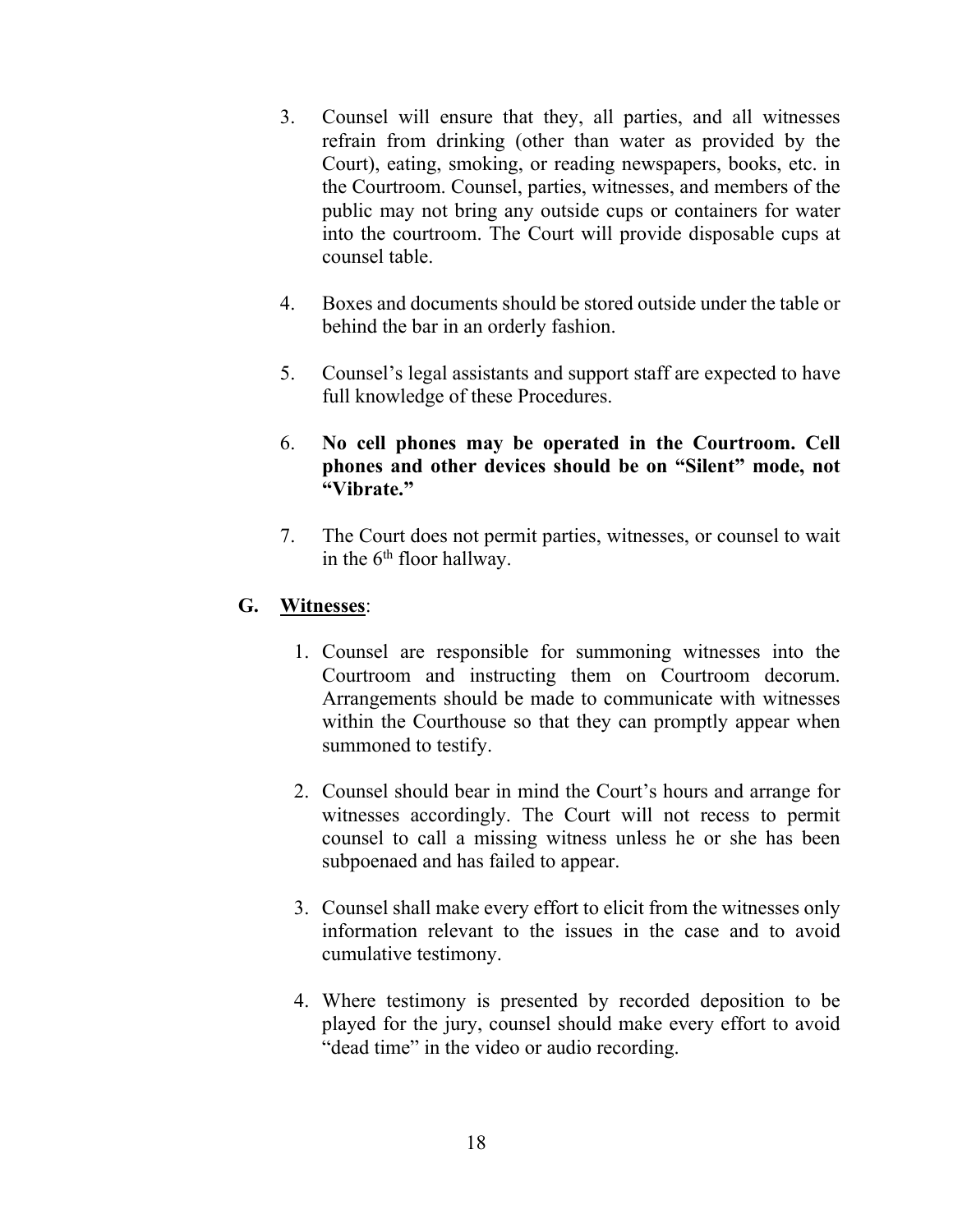3. Counsel will ensure that they, all parties, and all witnesses refrain from drinking (other than water as provided by the Court), eating, smoking, or reading newspapers, books, etc. in the Courtroom. Counsel, parties, witnesses, and members of the public may not bring any outside cups or containers for water into the courtroom. The Court will provide disposable cups at counsel table.

4. Boxes and documents should be stored outside under the table or behind the bar in an orderly fashion.

5. Counsel's legal assistants and support staff are expected to have full knowledge of these Procedures.

6. **No cell phones may be operated in the Courtroom. Cell phones and other devices should be on "Silent" mode, not "Vibrate."**

7. The Court does not permit parties, witnesses, or counsel to wait in the 6th floor hallway.

### G. Witnesses:

1. Counsel are responsible for summoning witnesses into the Courtroom and instructing them on Courtroom decorum. Arrangements should be made to communicate with witnesses within the Courthouse so that they can promptly appear when summoned to testify.

2. Counsel should bear in mind the Court's hours and arrange for witnesses accordingly. The Court will not recess to permit counsel to call a missing witness unless he or she has been subpoenaed and has failed to appear.

3. Counsel shall make every effort to elicit from the witnesses only information relevant to the issues in the case and to avoid cumulative testimony.

4. Where testimony is presented by recorded deposition to be played for the jury, counsel should make every effort to avoid "dead time" in the video or audio recording.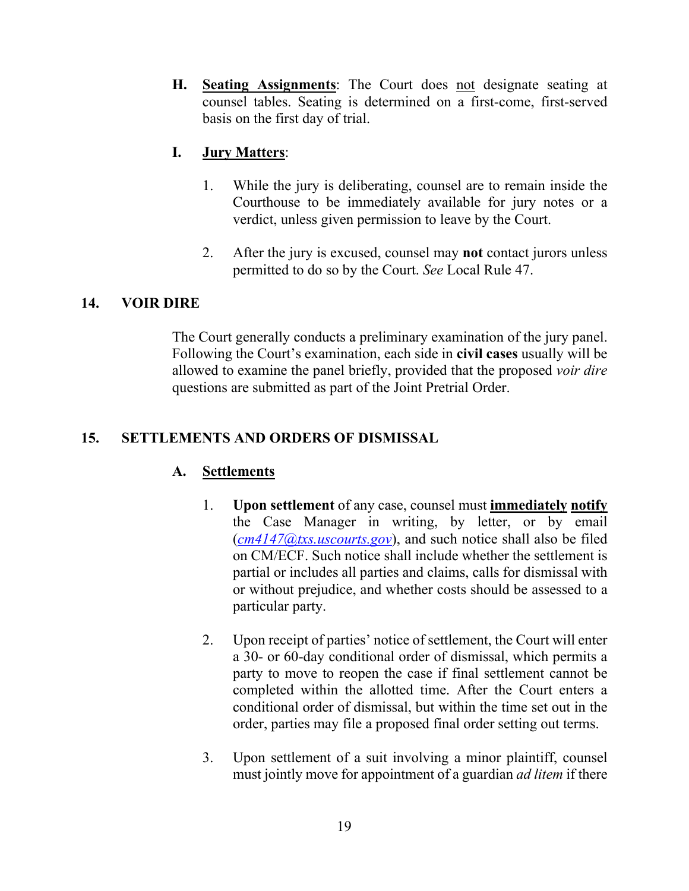**H.** **Seating Assignments**: The Court does not designate seating at counsel tables. Seating is determined on a first-come, first-served basis on the first day of trial.

**I.** **Jury Matters**:

1. While the jury is deliberating, counsel are to remain inside the Courthouse to be immediately available for jury notes or a verdict, unless given permission to leave by the Court.

2. After the jury is excused, counsel may **not** contact jurors unless permitted to do so by the Court. *See* Local Rule 47.

## 14. VOIR DIRE

The Court generally conducts a preliminary examination of the jury panel. Following the Court's examination, each side in **civil cases** usually will be allowed to examine the panel briefly, provided that the proposed *voir dire* questions are submitted as part of the Joint Pretrial Order.

## 15. SETTLEMENTS AND ORDERS OF DISMISSAL

**A.** **Settlements**

1. **Upon settlement** of any case, counsel must **immediately notify** the Case Manager in writing, by letter, or by email (*cm4147@txs.uscourts.gov*), and such notice shall also be filed on CM/ECF. Such notice shall include whether the settlement is partial or includes all parties and claims, calls for dismissal with or without prejudice, and whether costs should be assessed to a particular party.

2. Upon receipt of parties' notice of settlement, the Court will enter a 30- or 60-day conditional order of dismissal, which permits a party to move to reopen the case if final settlement cannot be completed within the allotted time. After the Court enters a conditional order of dismissal, but within the time set out in the order, parties may file a proposed final order setting out terms.

3. Upon settlement of a suit involving a minor plaintiff, counsel must jointly move for appointment of a guardian *ad litem* if there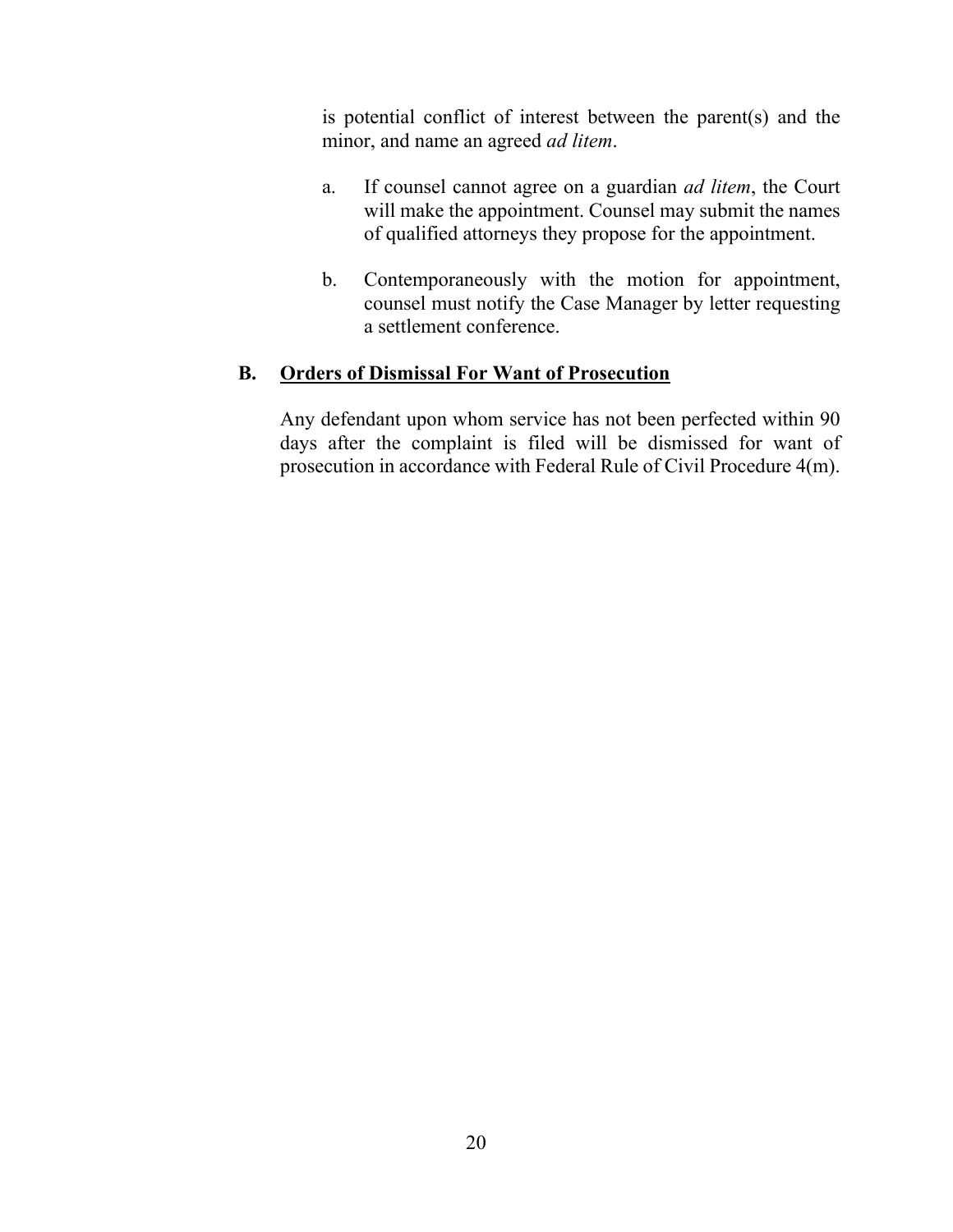is potential conflict of interest between the parent(s) and the minor, and name an agreed *ad litem*.

a. If counsel cannot agree on a guardian *ad litem*, the Court will make the appointment. Counsel may submit the names of qualified attorneys they propose for the appointment.

b. Contemporaneously with the motion for appointment, counsel must notify the Case Manager by letter requesting a settlement conference.

## B. <u>Orders of Dismissal For Want of Prosecution</u>

Any defendant upon whom service has not been perfected within 90 days after the complaint is filed will be dismissed for want of prosecution in accordance with Federal Rule of Civil Procedure 4(m).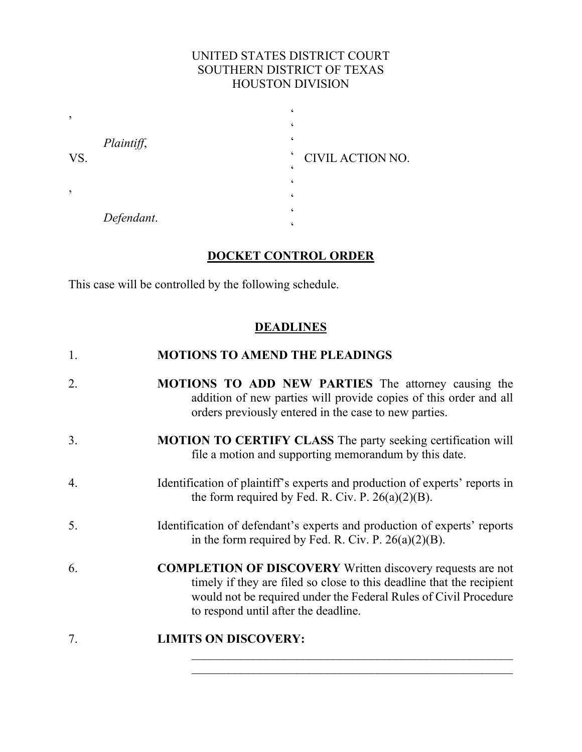UNITED STATES DISTRICT COURT
SOUTHERN DISTRICT OF TEXAS
HOUSTON DIVISION

| | | |
|---|---|---|
| , | ‘ | |
| | ‘ | |
| *Plaintiff*, | ‘ | |
| VS. | ‘ | CIVIL ACTION NO. |
| | ‘ | |
| , | ‘ | |
| | ‘ | |
| *Defendant*. | ‘ | |

**DOCKET CONTROL ORDER**

This case will be controlled by the following schedule.

**DEADLINES**

1. **MOTIONS TO AMEND THE PLEADINGS**

2. **MOTIONS TO ADD NEW PARTIES** The attorney causing the addition of new parties will provide copies of this order and all orders previously entered in the case to new parties.

3. **MOTION TO CERTIFY CLASS** The party seeking certification will file a motion and supporting memorandum by this date.

4. Identification of plaintiff's experts and production of experts' reports in the form required by Fed. R. Civ. P. 26(a)(2)(B).

5. Identification of defendant's experts and production of experts' reports in the form required by Fed. R. Civ. P. 26(a)(2)(B).

6. **COMPLETION OF DISCOVERY** Written discovery requests are not timely if they are filed so close to this deadline that the recipient would not be required under the Federal Rules of Civil Procedure to respond until after the deadline.

7. **LIMITS ON DISCOVERY:**
   \_\_\_\_\_\_\_\_\_\_\_\_\_\_\_\_\_\_\_\_\_\_\_\_\_\_\_\_\_\_\_\_\_\_\_\_\_\_\_\_\_\_\_\_\_\_\_\_\_\_\_\_\_\_\_\_
   \_\_\_\_\_\_\_\_\_\_\_\_\_\_\_\_\_\_\_\_\_\_\_\_\_\_\_\_\_\_\_\_\_\_\_\_\_\_\_\_\_\_\_\_\_\_\_\_\_\_\_\_\_\_\_\_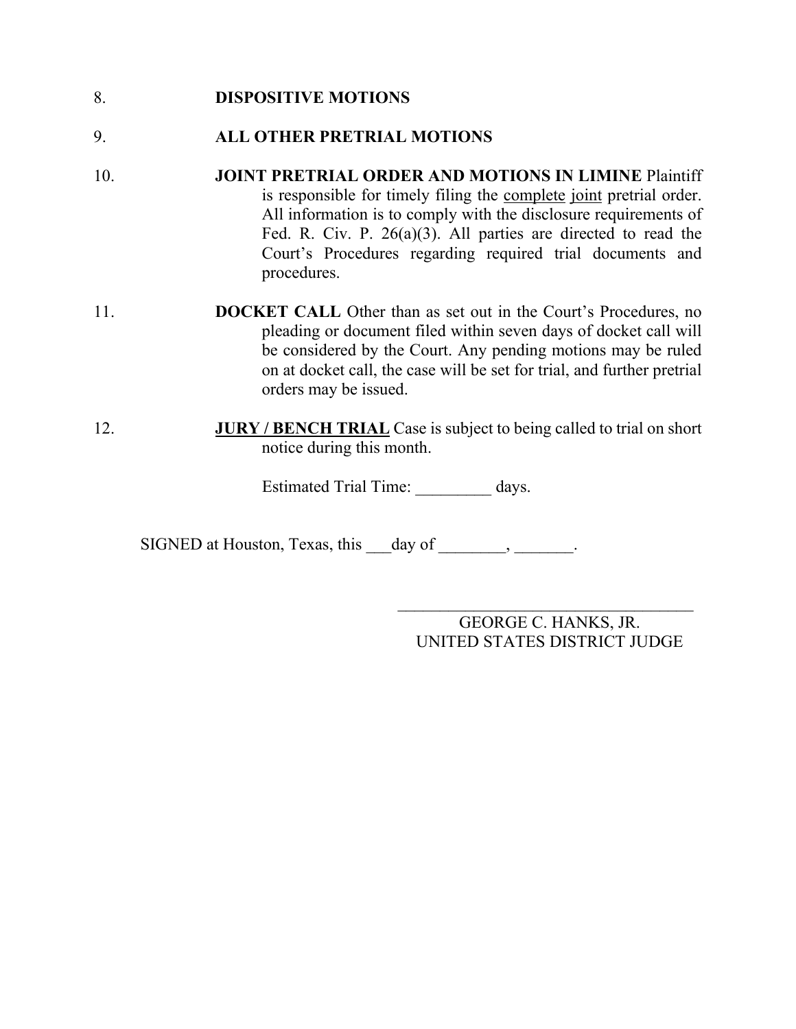8. **DISPOSITIVE MOTIONS**

9. **ALL OTHER PRETRIAL MOTIONS**

10. **JOINT PRETRIAL ORDER AND MOTIONS IN LIMINE** Plaintiff is responsible for timely filing the complete joint pretrial order. All information is to comply with the disclosure requirements of Fed. R. Civ. P. 26(a)(3). All parties are directed to read the Court's Procedures regarding required trial documents and procedures.

11. **DOCKET CALL** Other than as set out in the Court's Procedures, no pleading or document filed within seven days of docket call will be considered by the Court. Any pending motions may be ruled on at docket call, the case will be set for trial, and further pretrial orders may be issued.

12. **JURY / BENCH TRIAL** Case is subject to being called to trial on short notice during this month.

    Estimated Trial Time: _________ days.

SIGNED at Houston, Texas, this ___day of ________, _______.

____________________________________
GEORGE C. HANKS, JR.
UNITED STATES DISTRICT JUDGE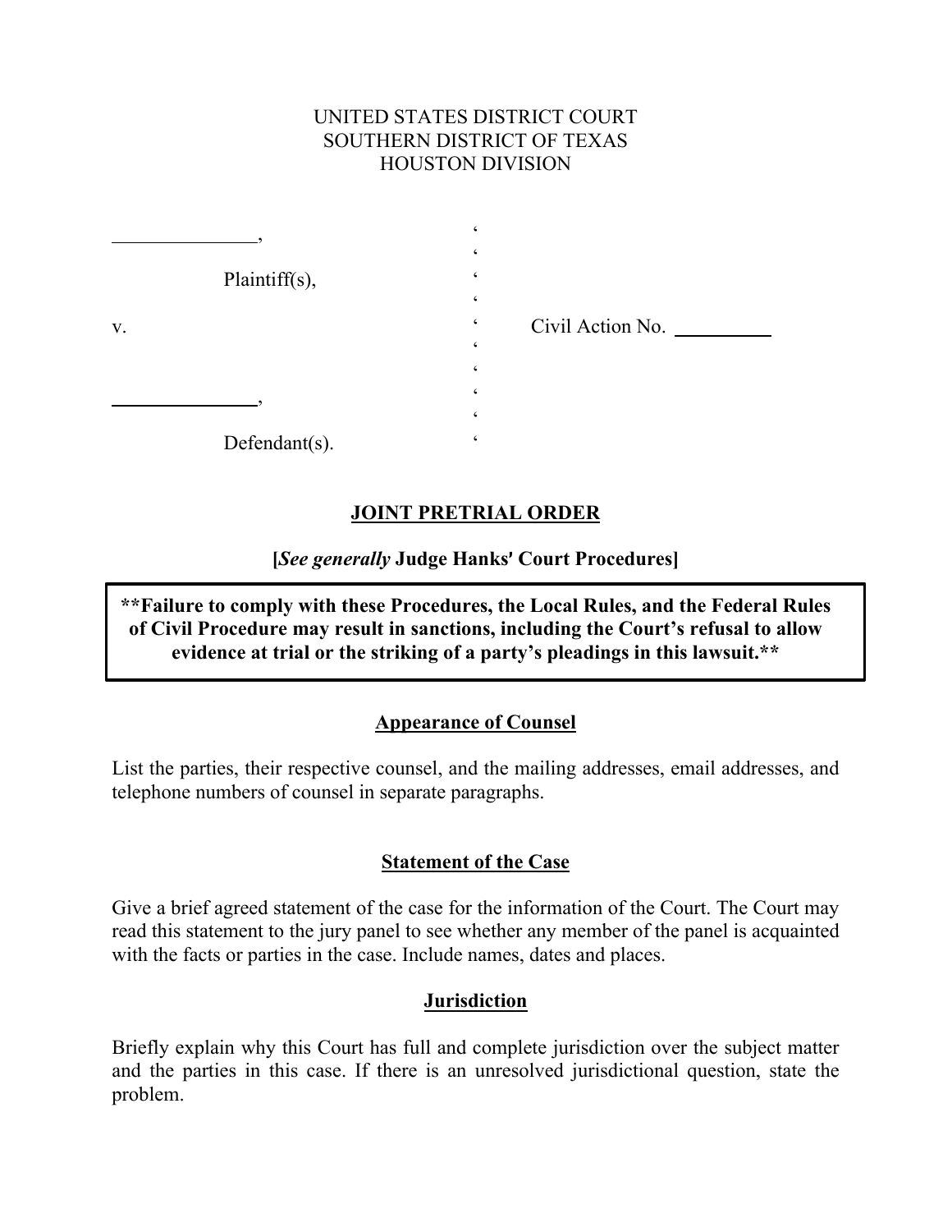UNITED STATES DISTRICT COURT
SOUTHERN DISTRICT OF TEXAS
HOUSTON DIVISION

| | | |
|---|---|---|
| \_\_\_\_\_\_\_\_\_\_\_\_\_\_, | § | |
| Plaintiff(s), | § | |
| v. | § | Civil Action No. \_\_\_\_\_\_\_\_\_\_ |
| \_\_\_\_\_\_\_\_\_\_\_\_\_\_, | § | |
| Defendant(s). | § | |

## JOINT PRETRIAL ORDER

**[*See generally* Judge Hanks' Court Procedures]**

> **\*\*Failure to comply with these Procedures, the Local Rules, and the Federal Rules of Civil Procedure may result in sanctions, including the Court's refusal to allow evidence at trial or the striking of a party's pleadings in this lawsuit.\*\***

### Appearance of Counsel

List the parties, their respective counsel, and the mailing addresses, email addresses, and telephone numbers of counsel in separate paragraphs.

### Statement of the Case

Give a brief agreed statement of the case for the information of the Court. The Court may read this statement to the jury panel to see whether any member of the panel is acquainted with the facts or parties in the case. Include names, dates and places.

### Jurisdiction

Briefly explain why this Court has full and complete jurisdiction over the subject matter and the parties in this case. If there is an unresolved jurisdictional question, state the problem.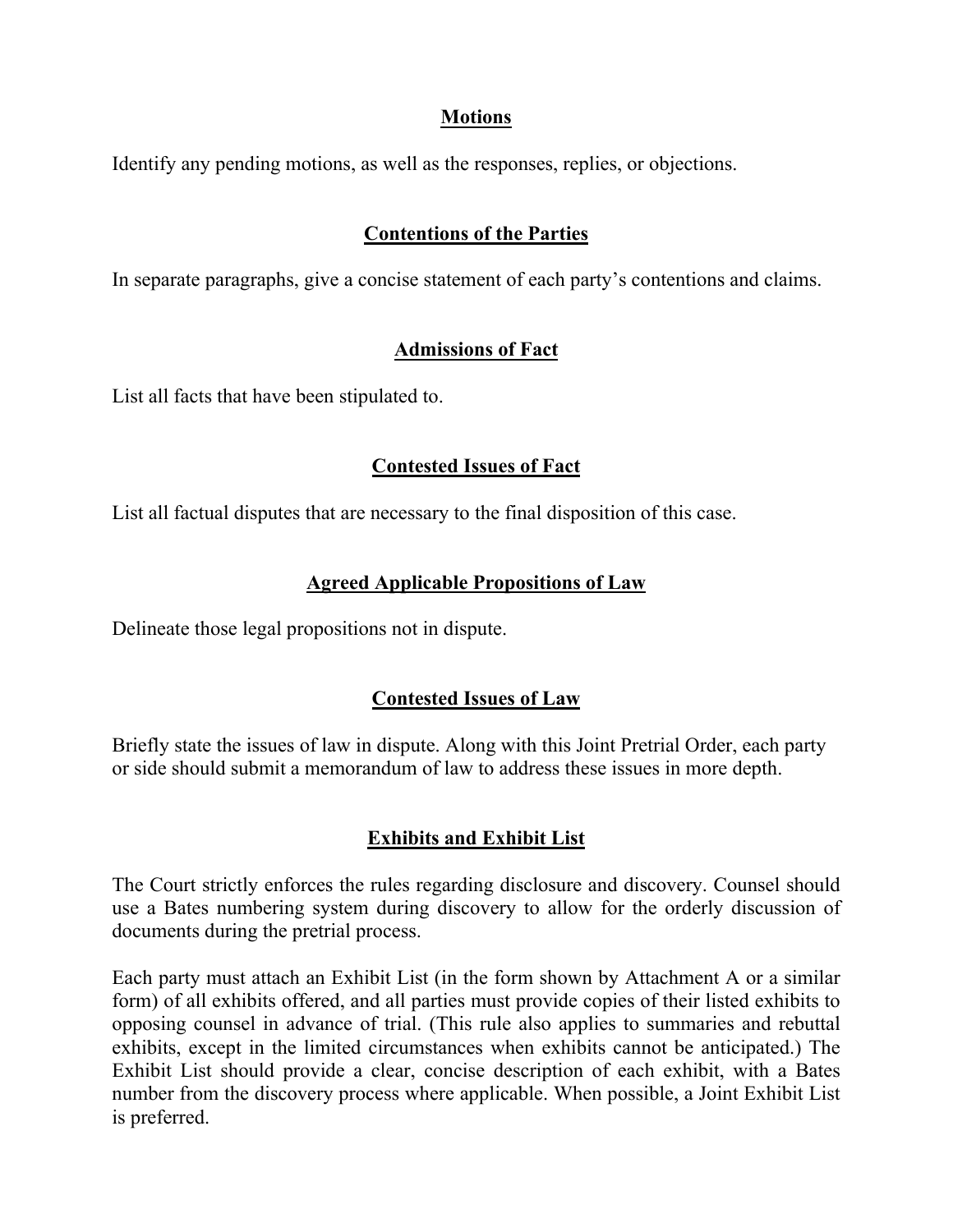## Motions

Identify any pending motions, as well as the responses, replies, or objections.

## Contentions of the Parties

In separate paragraphs, give a concise statement of each party's contentions and claims.

## Admissions of Fact

List all facts that have been stipulated to.

## Contested Issues of Fact

List all factual disputes that are necessary to the final disposition of this case.

## Agreed Applicable Propositions of Law

Delineate those legal propositions not in dispute.

## Contested Issues of Law

Briefly state the issues of law in dispute. Along with this Joint Pretrial Order, each party or side should submit a memorandum of law to address these issues in more depth.

## Exhibits and Exhibit List

The Court strictly enforces the rules regarding disclosure and discovery. Counsel should use a Bates numbering system during discovery to allow for the orderly discussion of documents during the pretrial process.

Each party must attach an Exhibit List (in the form shown by Attachment A or a similar form) of all exhibits offered, and all parties must provide copies of their listed exhibits to opposing counsel in advance of trial. (This rule also applies to summaries and rebuttal exhibits, except in the limited circumstances when exhibits cannot be anticipated.) The Exhibit List should provide a clear, concise description of each exhibit, with a Bates number from the discovery process where applicable. When possible, a Joint Exhibit List is preferred.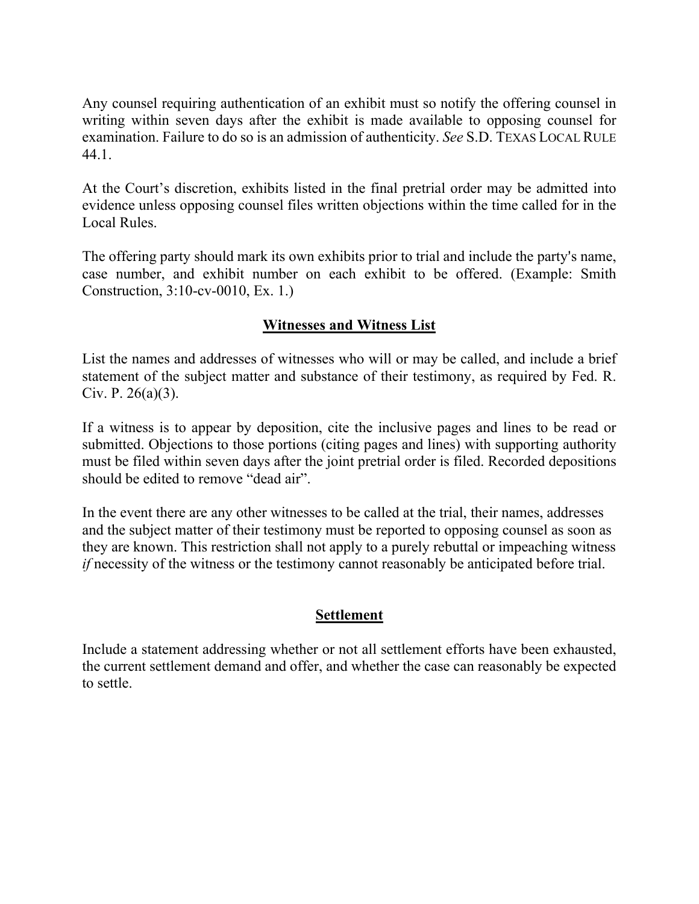Any counsel requiring authentication of an exhibit must so notify the offering counsel in writing within seven days after the exhibit is made available to opposing counsel for examination. Failure to do so is an admission of authenticity. *See* S.D. TEXAS LOCAL RULE 44.1.

At the Court's discretion, exhibits listed in the final pretrial order may be admitted into evidence unless opposing counsel files written objections within the time called for in the Local Rules.

The offering party should mark its own exhibits prior to trial and include the party's name, case number, and exhibit number on each exhibit to be offered. (Example: Smith Construction, 3:10-cv-0010, Ex. 1.)

## <u>Witnesses and Witness List</u>

List the names and addresses of witnesses who will or may be called, and include a brief statement of the subject matter and substance of their testimony, as required by Fed. R. Civ. P. 26(a)(3).

If a witness is to appear by deposition, cite the inclusive pages and lines to be read or submitted. Objections to those portions (citing pages and lines) with supporting authority must be filed within seven days after the joint pretrial order is filed. Recorded depositions should be edited to remove "dead air".

In the event there are any other witnesses to be called at the trial, their names, addresses and the subject matter of their testimony must be reported to opposing counsel as soon as they are known. This restriction shall not apply to a purely rebuttal or impeaching witness *if* necessity of the witness or the testimony cannot reasonably be anticipated before trial.

## <u>Settlement</u>

Include a statement addressing whether or not all settlement efforts have been exhausted, the current settlement demand and offer, and whether the case can reasonably be expected to settle.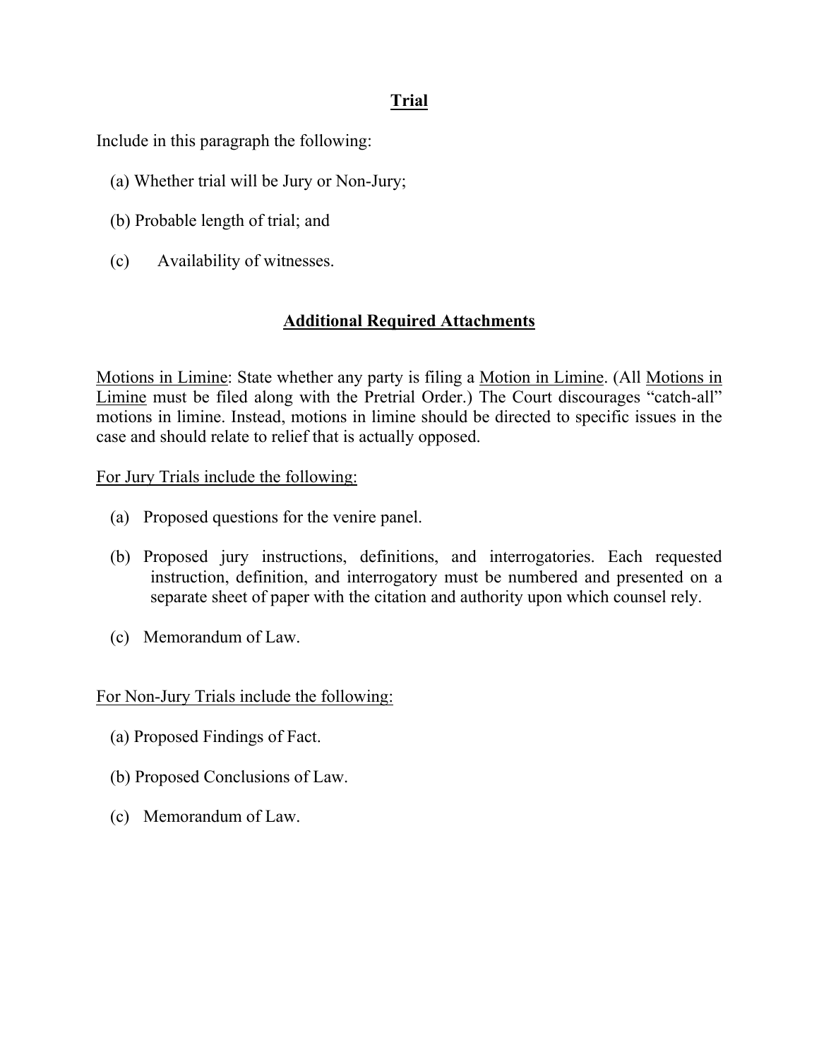## **Trial**

Include in this paragraph the following:

(a) Whether trial will be Jury or Non-Jury;

(b) Probable length of trial; and

(c) Availability of witnesses.

## **Additional Required Attachments**

Motions in Limine: State whether any party is filing a Motion in Limine. (All Motions in Limine must be filed along with the Pretrial Order.) The Court discourages "catch-all" motions in limine. Instead, motions in limine should be directed to specific issues in the case and should relate to relief that is actually opposed.

For Jury Trials include the following:

(a) Proposed questions for the venire panel.

(b) Proposed jury instructions, definitions, and interrogatories. Each requested instruction, definition, and interrogatory must be numbered and presented on a separate sheet of paper with the citation and authority upon which counsel rely.

(c) Memorandum of Law.

For Non-Jury Trials include the following:

(a) Proposed Findings of Fact.

(b) Proposed Conclusions of Law.

(c) Memorandum of Law.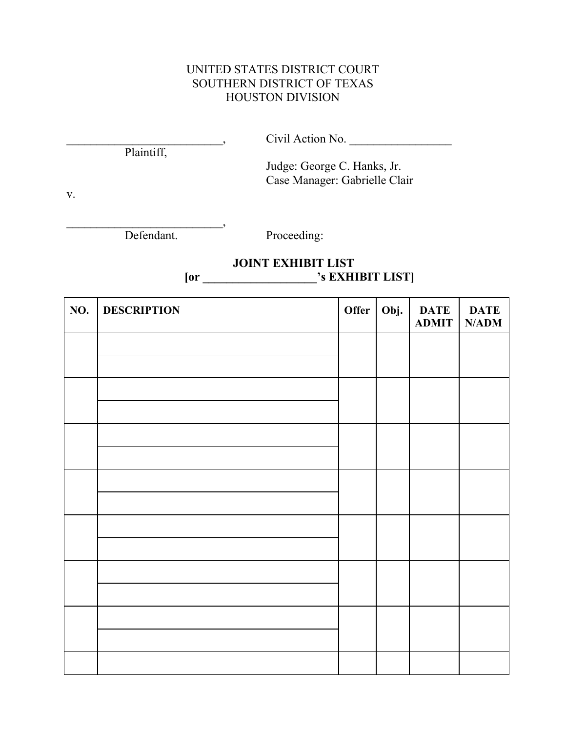UNITED STATES DISTRICT COURT
SOUTHERN DISTRICT OF TEXAS
HOUSTON DIVISION

___________________________,
Plaintiff,

v.

___________________________,
Defendant.

Civil Action No. _________________

Judge: George C. Hanks, Jr.
Case Manager: Gabrielle Clair

Proceeding:

**JOINT EXHIBIT LIST**
**[or ___________________'s EXHIBIT LIST]**

| NO. | DESCRIPTION | Offer | Obj. | DATE ADMIT | DATE N/ADM |
|---|---|---|---|---|---|
| | | | | | |
| | | | | | |
| | | | | | |
| | | | | | |
| | | | | | |
| | | | | | |
| | | | | | |
| | | | | | |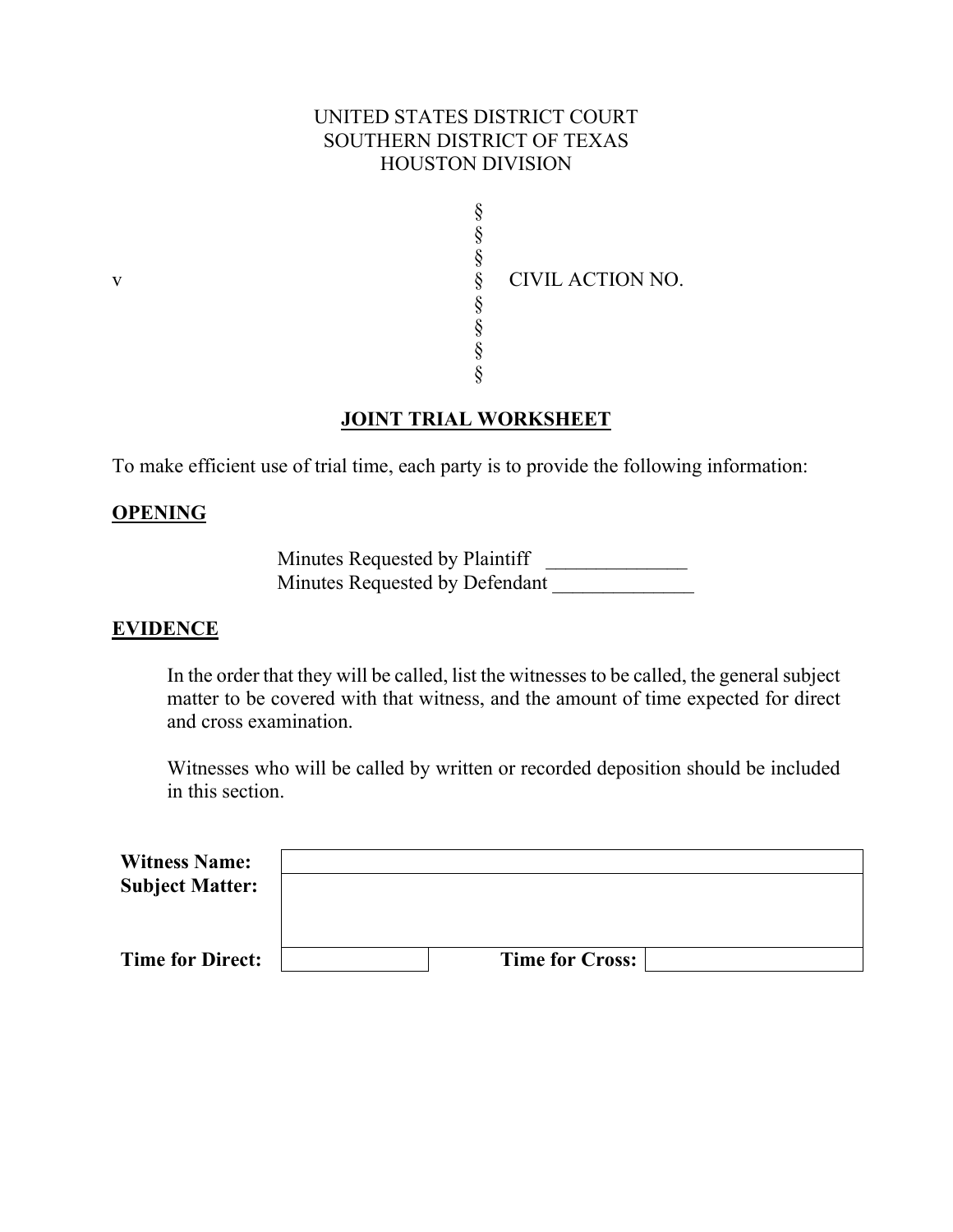UNITED STATES DISTRICT COURT
SOUTHERN DISTRICT OF TEXAS
HOUSTON DIVISION

| | | |
|---|---|---|
| | § | |
| | § | |
| | § | |
| v | § | CIVIL ACTION NO. |
| | § | |
| | § | |
| | § | |
| | § | |

## JOINT TRIAL WORKSHEET

To make efficient use of trial time, each party is to provide the following information:

### OPENING

Minutes Requested by Plaintiff ______________
Minutes Requested by Defendant ______________

### EVIDENCE

In the order that they will be called, list the witnesses to be called, the general subject matter to be covered with that witness, and the amount of time expected for direct and cross examination.

Witnesses who will be called by written or recorded deposition should be included in this section.

| | | | |
|---|---|---|---|
| **Witness Name:** | | | |
| **Subject Matter:** | | | |
| **Time for Direct:** | | **Time for Cross:** | |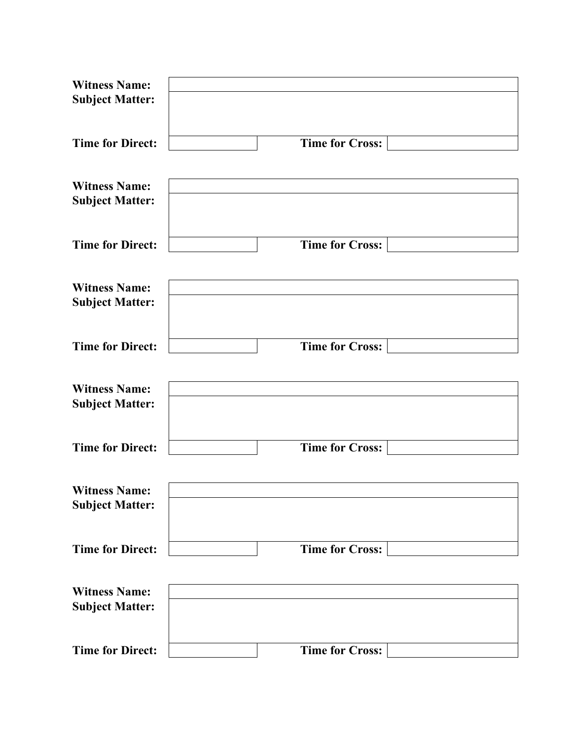| | | | |
|---|---|---|---|
| **Witness Name:** | | | |
| **Subject Matter:** | | | |
| **Time for Direct:** | | **Time for Cross:** | |

| | | | |
|---|---|---|---|
| **Witness Name:** | | | |
| **Subject Matter:** | | | |
| **Time for Direct:** | | **Time for Cross:** | |

| | | | |
|---|---|---|---|
| **Witness Name:** | | | |
| **Subject Matter:** | | | |
| **Time for Direct:** | | **Time for Cross:** | |

| | | | |
|---|---|---|---|
| **Witness Name:** | | | |
| **Subject Matter:** | | | |
| **Time for Direct:** | | **Time for Cross:** | |

| | | | |
|---|---|---|---|
| **Witness Name:** | | | |
| **Subject Matter:** | | | |
| **Time for Direct:** | | **Time for Cross:** | |

| | | | |
|---|---|---|---|
| **Witness Name:** | | | |
| **Subject Matter:** | | | |
| **Time for Direct:** | | **Time for Cross:** | |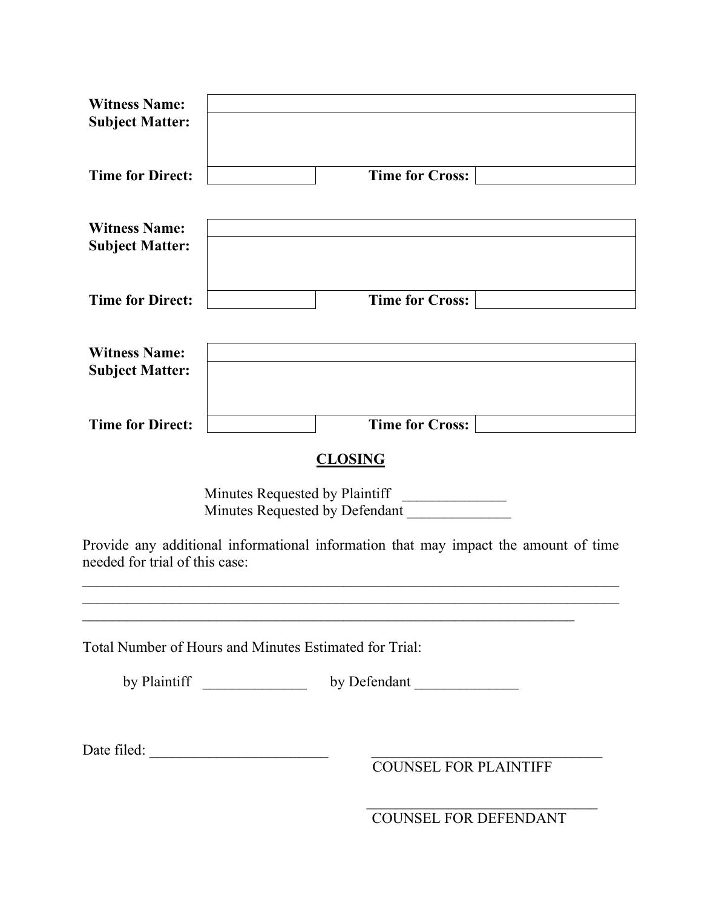| **Witness Name:** | | | |
|---|---|---|---|
| **Subject Matter:** | | | |
| **Time for Direct:** | | **Time for Cross:** | |

| **Witness Name:** | | | |
|---|---|---|---|
| **Subject Matter:** | | | |
| **Time for Direct:** | | **Time for Cross:** | |

| **Witness Name:** | | | |
|---|---|---|---|
| **Subject Matter:** | | | |
| **Time for Direct:** | | **Time for Cross:** | |

**CLOSING**

Minutes Requested by Plaintiff ______________
Minutes Requested by Defendant ______________

Provide any additional informational information that may impact the amount of time needed for trial of this case:

_____________________________________________________________________________
_____________________________________________________________________________
______________________________________________________________________

Total Number of Hours and Minutes Estimated for Trial:

by Plaintiff ______________ by Defendant ______________

Date filed: _________________________

_________________________________
COUNSEL FOR PLAINTIFF

_________________________________
COUNSEL FOR DEFENDANT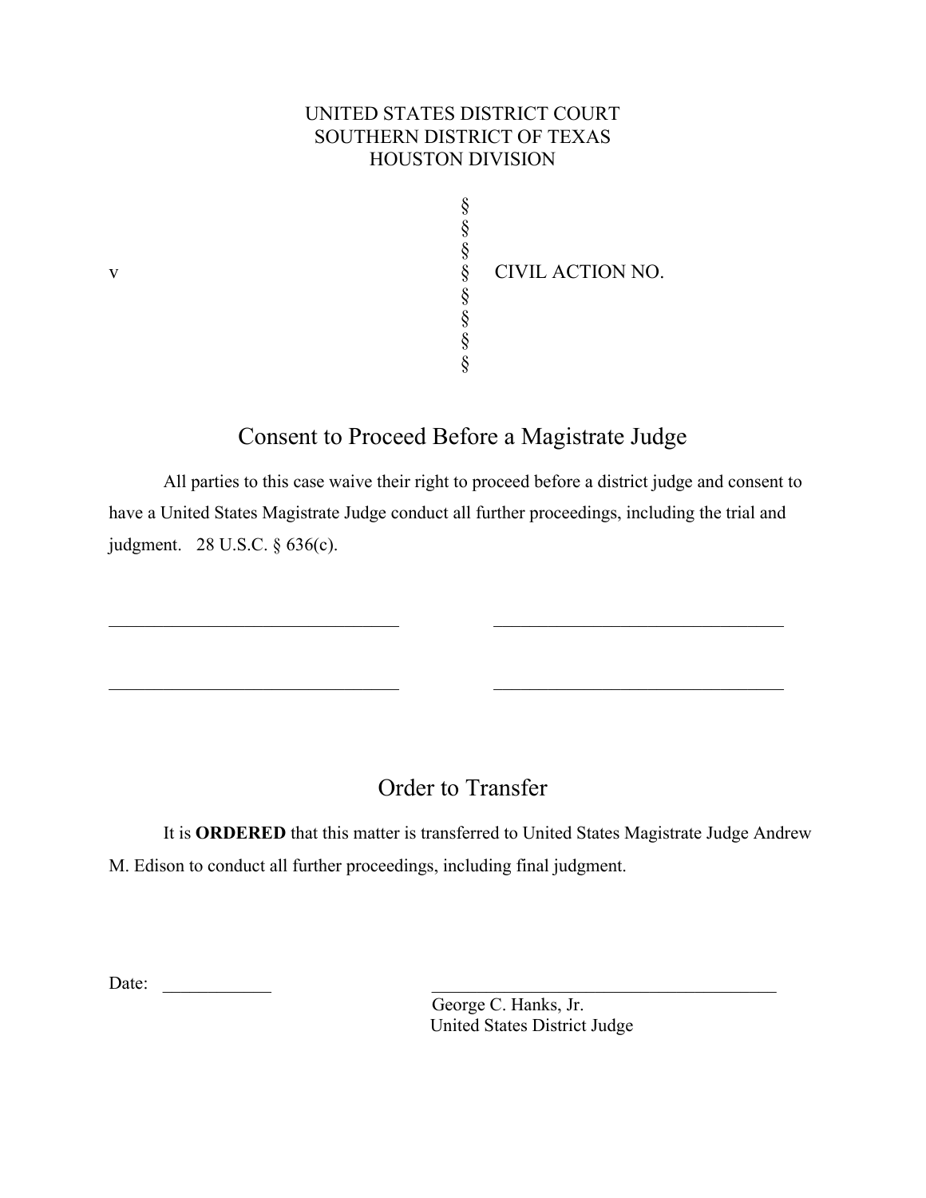UNITED STATES DISTRICT COURT
SOUTHERN DISTRICT OF TEXAS
HOUSTON DIVISION

| | | |
|---|---|---|
| | § | |
| | § | |
| | § | |
| v | § | CIVIL ACTION NO. |
| | § | |
| | § | |
| | § | |
| | § | |

## Consent to Proceed Before a Magistrate Judge

All parties to this case waive their right to proceed before a district judge and consent to have a United States Magistrate Judge conduct all further proceedings, including the trial and judgment. 28 U.S.C. § 636(c).

________________________________ ________________________________

________________________________ ________________________________

## Order to Transfer

It is **ORDERED** that this matter is transferred to United States Magistrate Judge Andrew M. Edison to conduct all further proceedings, including final judgment.

Date: ____________

________________________________________
George C. Hanks, Jr.
United States District Judge